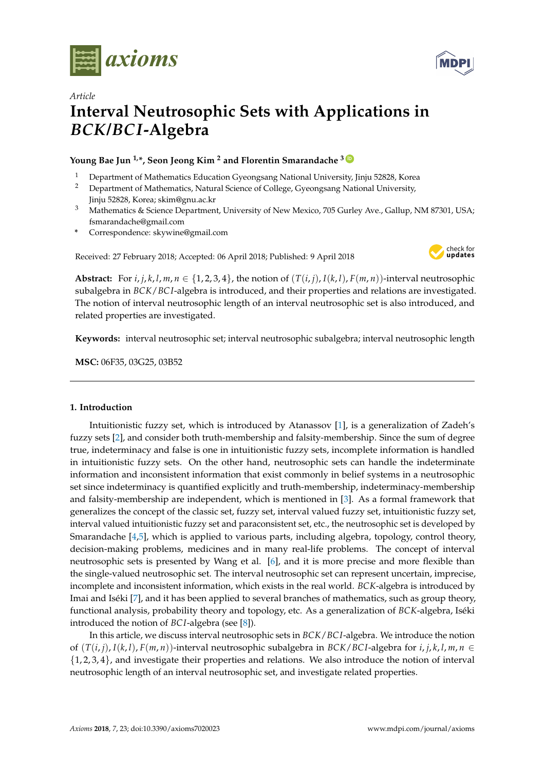*Article*

# Interval Neutrosophic Sets with Applications in *BCK*/*BCI*-Algebra

**Young Bae Jun [1,*], Seon Jeong Kim [2] and Florentin Smarandache [3]**

1. Department of Mathematics Education Gyeongsang National University, Jinju 52828, Korea
2. Department of Mathematics, Natural Science of College, Gyeongsang National University, Jinju 52828, Korea; skim@gnu.ac.kr
3. Mathematics & Science Department, University of New Mexico, 705 Gurley Ave., Gallup, NM 87301, USA; fsmarandache@gmail.com

\* Correspondence: skywine@gmail.com

Received: 27 February 2018; Accepted: 06 April 2018; Published: 9 April 2018

**Abstract:** For $i, j, k, l, m, n \in \{1, 2, 3, 4\}$, the notion of $(T(i, j), I(k, l), F(m, n))$-interval neutrosophic subalgebra in $BCK/BCI$-algebra is introduced, and their properties and relations are investigated. The notion of interval neutrosophic length of an interval neutrosophic set is also introduced, and related properties are investigated.

**Keywords:** interval neutrosophic set; interval neutrosophic subalgebra; interval neutrosophic length

**MSC:** 06F35, 03G25, 03B52

## 1. Introduction

Intuitionistic fuzzy set, which is introduced by Atanassov [1], is a generalization of Zadeh's fuzzy sets [2], and consider both truth-membership and falsity-membership. Since the sum of degree true, indeterminacy and false is one in intuitionistic fuzzy sets, incomplete information is handled in intuitionistic fuzzy sets. On the other hand, neutrosophic sets can handle the indeterminate information and inconsistent information that exist commonly in belief systems in a neutrosophic set since indeterminacy is quantified explicitly and truth-membership, indeterminacy-membership and falsity-membership are independent, which is mentioned in [3]. As a formal framework that generalizes the concept of the classic set, fuzzy set, interval valued fuzzy set, intuitionistic fuzzy set, interval valued intuitionistic fuzzy set and paraconsistent set, etc., the neutrosophic set is developed by Smarandache [4,5], which is applied to various parts, including algebra, topology, control theory, decision-making problems, medicines and in many real-life problems. The concept of interval neutrosophic sets is presented by Wang et al. [6], and it is more precise and more flexible than the single-valued neutrosophic set. The interval neutrosophic set can represent uncertain, imprecise, incomplete and inconsistent information, which exists in the real world. $BCK$-algebra is introduced by Imai and Iséki [7], and it has been applied to several branches of mathematics, such as group theory, functional analysis, probability theory and topology, etc. As a generalization of $BCK$-algebra, Iséki introduced the notion of $BCI$-algebra (see [8]).

In this article, we discuss interval neutrosophic sets in $BCK/BCI$-algebra. We introduce the notion of $(T(i, j), I(k, l), F(m, n))$-interval neutrosophic subalgebra in $BCK/BCI$-algebra for $i, j, k, l, m, n \in \{1, 2, 3, 4\}$, and investigate their properties and relations. We also introduce the notion of interval neutrosophic length of an interval neutrosophic set, and investigate related properties.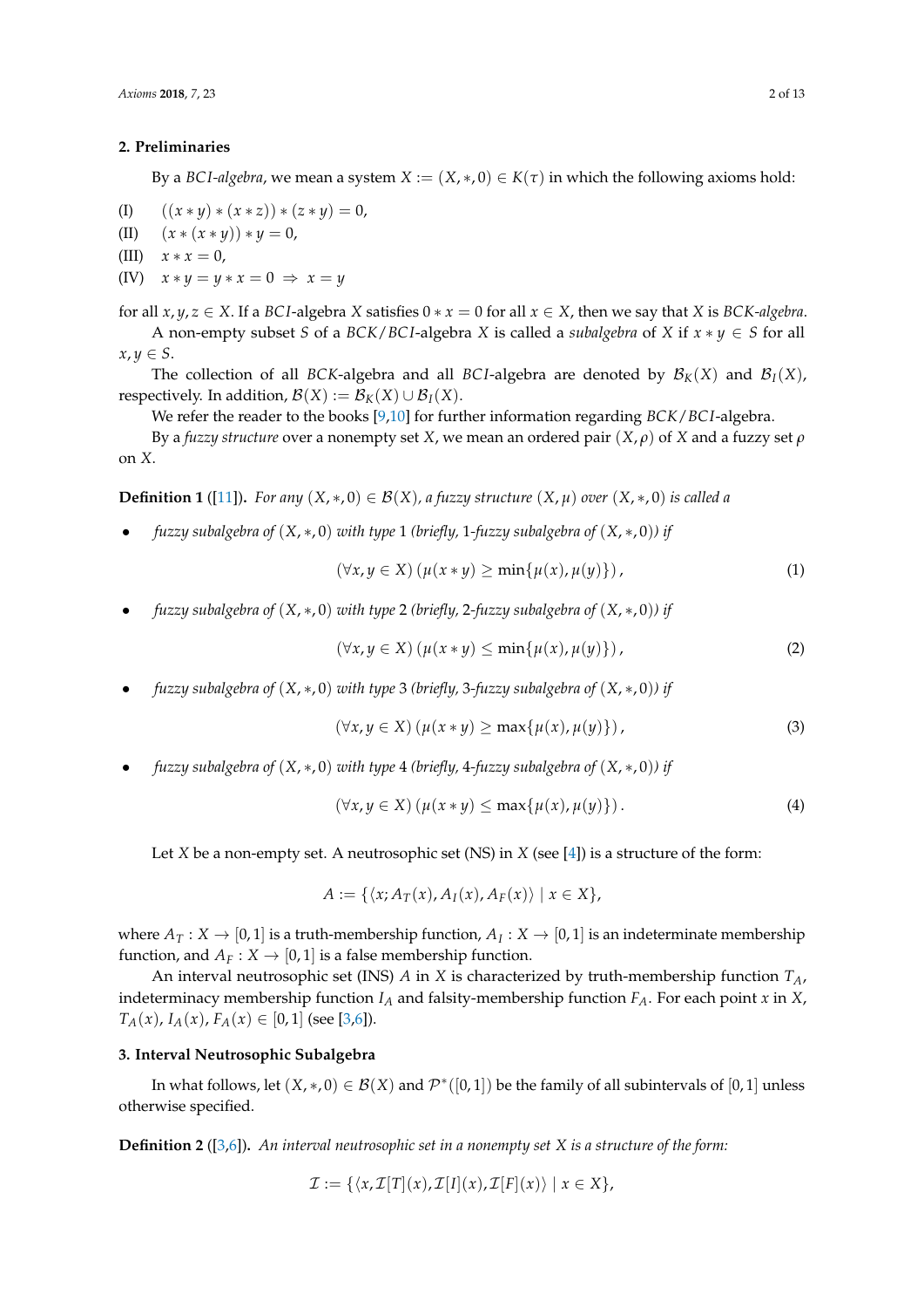## 2. Preliminaries

By a *BCI-algebra*, we mean a system $X := (X, *, 0) \in K(\tau)$ in which the following axioms hold:

(I) $((x * y) * (x * z)) * (z * y) = 0,$

(II) $(x * (x * y)) * y = 0,$

(III) $x * x = 0,$

(IV) $x * y = y * x = 0 \Rightarrow x = y$

for all $x, y, z \in X$. If a *BCI*-algebra $X$ satisfies $0 * x = 0$ for all $x \in X$, then we say that $X$ is *BCK-algebra*.

A non-empty subset $S$ of a *BCK*/*BCI*-algebra $X$ is called a *subalgebra* of $X$ if $x * y \in S$ for all $x, y \in S$.

The collection of all *BCK*-algebra and all *BCI*-algebra are denoted by $\mathcal{B}_K(X)$ and $\mathcal{B}_I(X)$, respectively. In addition, $\mathcal{B}(X) := \mathcal{B}_K(X) \cup \mathcal{B}_I(X)$.

We refer the reader to the books [9,10] for further information regarding *BCK*/*BCI*-algebra.

By a *fuzzy structure* over a nonempty set $X$, we mean an ordered pair $(X, \rho)$ of $X$ and a fuzzy set $\rho$ on $X$.

**Definition 1** ([11]). *For any $(X, *, 0) \in \mathcal{B}(X)$, a fuzzy structure $(X, \mu)$ over $(X, *, 0)$ is called a*

- *fuzzy subalgebra of $(X, *, 0)$ with type 1 (briefly, 1-fuzzy subalgebra of $(X, *, 0)$) if*

$$(\forall x, y \in X)\,(\mu(x * y) \geq \min\{\mu(x), \mu(y)\}), \tag{1}$$

- *fuzzy subalgebra of $(X, *, 0)$ with type 2 (briefly, 2-fuzzy subalgebra of $(X, *, 0)$) if*

$$(\forall x, y \in X)\,(\mu(x * y) \leq \min\{\mu(x), \mu(y)\}), \tag{2}$$

- *fuzzy subalgebra of $(X, *, 0)$ with type 3 (briefly, 3-fuzzy subalgebra of $(X, *, 0)$) if*

$$(\forall x, y \in X)\,(\mu(x * y) \geq \max\{\mu(x), \mu(y)\}), \tag{3}$$

- *fuzzy subalgebra of $(X, *, 0)$ with type 4 (briefly, 4-fuzzy subalgebra of $(X, *, 0)$) if*

$$(\forall x, y \in X)\,(\mu(x * y) \leq \max\{\mu(x), \mu(y)\}). \tag{4}$$

Let $X$ be a non-empty set. A neutrosophic set (NS) in $X$ (see [4]) is a structure of the form:

$$A := \{\langle x; A_T(x), A_I(x), A_F(x)\rangle \mid x \in X\},$$

where $A_T : X \to [0,1]$ is a truth-membership function, $A_I : X \to [0,1]$ is an indeterminate membership function, and $A_F : X \to [0,1]$ is a false membership function.

An interval neutrosophic set (INS) $A$ in $X$ is characterized by truth-membership function $T_A$, indeterminacy membership function $I_A$ and falsity-membership function $F_A$. For each point $x$ in $X$, $T_A(x)$, $I_A(x)$, $F_A(x) \in [0,1]$ (see [3,6]).

## 3. Interval Neutrosophic Subalgebra

In what follows, let $(X, *, 0) \in \mathcal{B}(X)$ and $\mathcal{P}^*([0,1])$ be the family of all subintervals of $[0,1]$ unless otherwise specified.

**Definition 2** ([3,6]). *An interval neutrosophic set in a nonempty set $X$ is a structure of the form:*

$$\mathcal{I} := \{\langle x, \mathcal{I}[T](x), \mathcal{I}[I](x), \mathcal{I}[F](x)\rangle \mid x \in X\},$$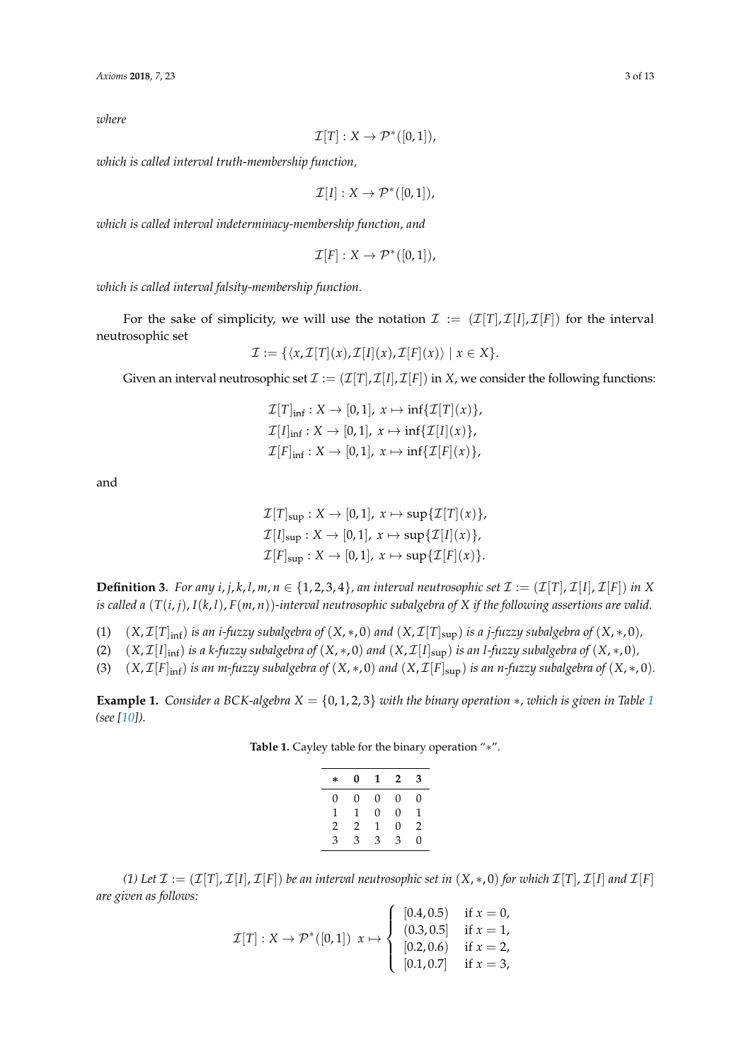*where*

$$\mathcal{I}[T] : X \to \mathcal{P}^*([0,1]),$$

*which is called interval truth-membership function,*

$$\mathcal{I}[I] : X \to \mathcal{P}^*([0,1]),$$

*which is called interval indeterminacy-membership function, and*

$$\mathcal{I}[F] : X \to \mathcal{P}^*([0,1]),$$

*which is called interval falsity-membership function.*

For the sake of simplicity, we will use the notation $\mathcal{I} := (\mathcal{I}[T], \mathcal{I}[I], \mathcal{I}[F])$ for the interval neutrosophic set

$$\mathcal{I} := \{\langle x, \mathcal{I}[T](x), \mathcal{I}[I](x), \mathcal{I}[F](x)\rangle \mid x \in X\}.$$

Given an interval neutrosophic set $\mathcal{I} := (\mathcal{I}[T], \mathcal{I}[I], \mathcal{I}[F])$ in $X$, we consider the following functions:

$$\mathcal{I}[T]_{\inf} : X \to [0,1],\ x \mapsto \inf\{\mathcal{I}[T](x)\},$$
$$\mathcal{I}[I]_{\inf} : X \to [0,1],\ x \mapsto \inf\{\mathcal{I}[I](x)\},$$
$$\mathcal{I}[F]_{\inf} : X \to [0,1],\ x \mapsto \inf\{\mathcal{I}[F](x)\},$$

and

$$\mathcal{I}[T]_{\sup} : X \to [0,1],\ x \mapsto \sup\{\mathcal{I}[T](x)\},$$
$$\mathcal{I}[I]_{\sup} : X \to [0,1],\ x \mapsto \sup\{\mathcal{I}[I](x)\},$$
$$\mathcal{I}[F]_{\sup} : X \to [0,1],\ x \mapsto \sup\{\mathcal{I}[F](x)\}.$$

**Definition 3.** *For any $i, j, k, l, m, n \in \{1, 2, 3, 4\}$, an interval neutrosophic set $\mathcal{I} := (\mathcal{I}[T], \mathcal{I}[I], \mathcal{I}[F])$ in $X$ is called a $(T(i,j), I(k,l), F(m,n))$-interval neutrosophic subalgebra of $X$ if the following assertions are valid.*

(1) $(X, \mathcal{I}[T]_{\inf})$ *is an $i$-fuzzy subalgebra of $(X, *, 0)$ and $(X, \mathcal{I}[T]_{\sup})$ is a $j$-fuzzy subalgebra of $(X, *, 0)$,*

(2) $(X, \mathcal{I}[I]_{\inf})$ *is a $k$-fuzzy subalgebra of $(X, *, 0)$ and $(X, \mathcal{I}[I]_{\sup})$ is an $l$-fuzzy subalgebra of $(X, *, 0)$,*

(3) $(X, \mathcal{I}[F]_{\inf})$ *is an $m$-fuzzy subalgebra of $(X, *, 0)$ and $(X, \mathcal{I}[F]_{\sup})$ is an $n$-fuzzy subalgebra of $(X, *, 0)$.*

**Example 1.** *Consider a BCK-algebra $X = \{0, 1, 2, 3\}$ with the binary operation $*$, which is given in Table 1 (see [10]).*

**Table 1.** Cayley table for the binary operation "$*$".

| $*$ | **0** | **1** | **2** | **3** |
|---|---|---|---|---|
| 0 | 0 | 0 | 0 | 0 |
| 1 | 1 | 0 | 0 | 1 |
| 2 | 2 | 1 | 0 | 2 |
| 3 | 3 | 3 | 3 | 0 |

*(1) Let $\mathcal{I} := (\mathcal{I}[T], \mathcal{I}[I], \mathcal{I}[F])$ be an interval neutrosophic set in $(X, *, 0)$ for which $\mathcal{I}[T]$, $\mathcal{I}[I]$ and $\mathcal{I}[F]$ are given as follows:*

$$\mathcal{I}[T] : X \to \mathcal{P}^*([0,1])\ \ x \mapsto \begin{cases} [0.4, 0.5) & \text{if } x = 0, \\ (0.3, 0.5] & \text{if } x = 1, \\ [0.2, 0.6) & \text{if } x = 2, \\ [0.1, 0.7] & \text{if } x = 3, \end{cases}$$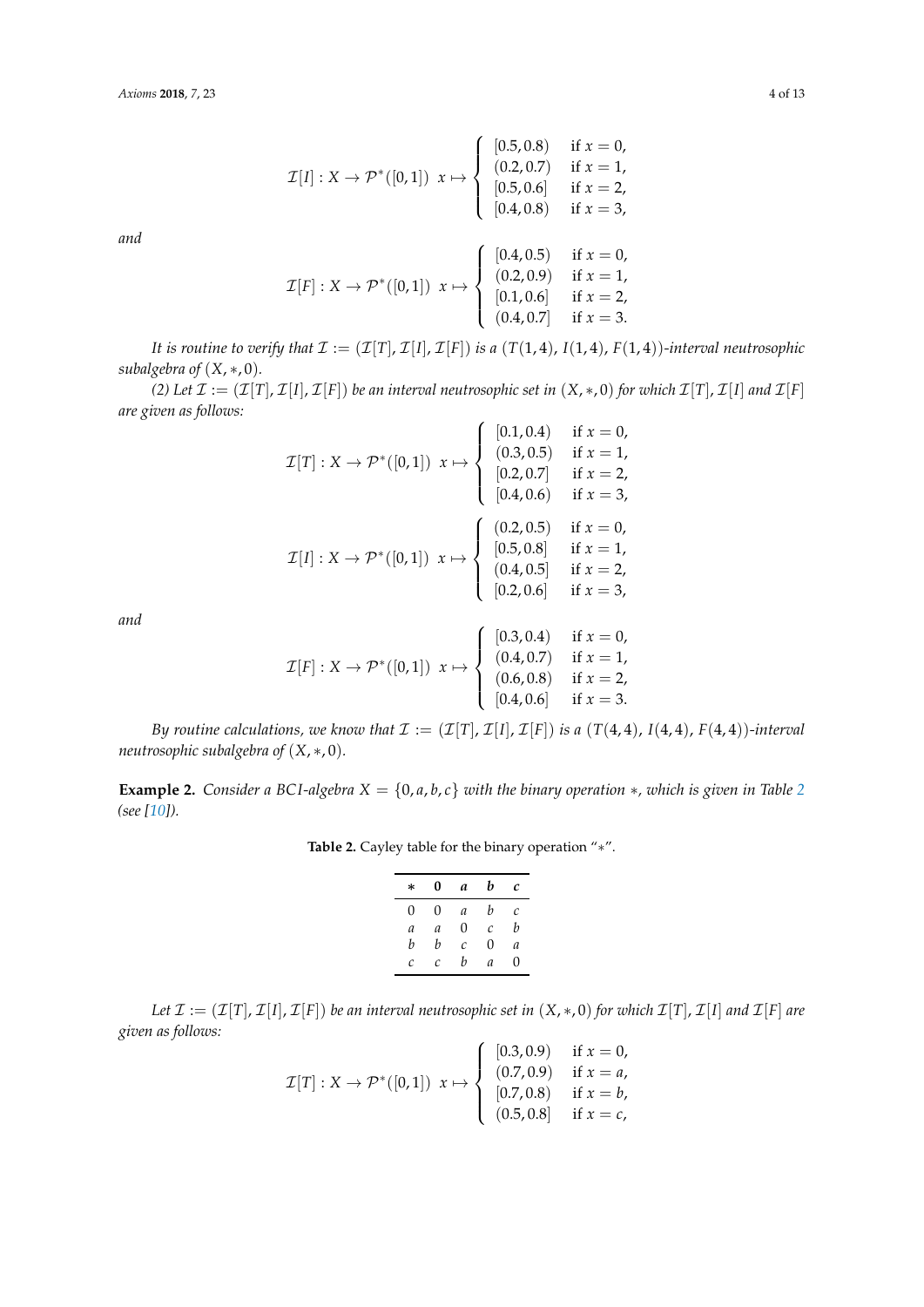$$\mathcal{I}[I] : X \to \mathcal{P}^*([0,1]) \;\; x \mapsto \begin{cases} [0.5, 0.8) & \text{if } x = 0, \\ (0.2, 0.7) & \text{if } x = 1, \\ [0.5, 0.6] & \text{if } x = 2, \\ [0.4, 0.8) & \text{if } x = 3, \end{cases}$$

*and*

$$\mathcal{I}[F] : X \to \mathcal{P}^*([0,1]) \;\; x \mapsto \begin{cases} [0.4, 0.5) & \text{if } x = 0, \\ (0.2, 0.9) & \text{if } x = 1, \\ [0.1, 0.6] & \text{if } x = 2, \\ (0.4, 0.7] & \text{if } x = 3. \end{cases}$$

*It is routine to verify that* $\mathcal{I} := (\mathcal{I}[T], \mathcal{I}[I], \mathcal{I}[F])$ *is a* $(T(1,4),\, I(1,4),\, F(1,4))$*-interval neutrosophic subalgebra of* $(X, *, 0)$.

*(2) Let* $\mathcal{I} := (\mathcal{I}[T], \mathcal{I}[I], \mathcal{I}[F])$ *be an interval neutrosophic set in* $(X, *, 0)$ *for which* $\mathcal{I}[T]$, $\mathcal{I}[I]$ *and* $\mathcal{I}[F]$ *are given as follows:*

$$\mathcal{I}[T] : X \to \mathcal{P}^*([0,1]) \;\; x \mapsto \begin{cases} [0.1, 0.4) & \text{if } x = 0, \\ (0.3, 0.5) & \text{if } x = 1, \\ [0.2, 0.7] & \text{if } x = 2, \\ [0.4, 0.6) & \text{if } x = 3, \end{cases}$$

$$\mathcal{I}[I] : X \to \mathcal{P}^*([0,1]) \;\; x \mapsto \begin{cases} (0.2, 0.5) & \text{if } x = 0, \\ [0.5, 0.8] & \text{if } x = 1, \\ (0.4, 0.5] & \text{if } x = 2, \\ [0.2, 0.6] & \text{if } x = 3, \end{cases}$$

*and*

$$\mathcal{I}[F] : X \to \mathcal{P}^*([0,1]) \;\; x \mapsto \begin{cases} [0.3, 0.4) & \text{if } x = 0, \\ (0.4, 0.7) & \text{if } x = 1, \\ (0.6, 0.8) & \text{if } x = 2, \\ [0.4, 0.6] & \text{if } x = 3. \end{cases}$$

*By routine calculations, we know that* $\mathcal{I} := (\mathcal{I}[T], \mathcal{I}[I], \mathcal{I}[F])$ *is a* $(T(4,4),\, I(4,4),\, F(4,4))$*-interval neutrosophic subalgebra of* $(X, *, 0)$.

**Example 2.** *Consider a BCI-algebra* $X = \{0, a, b, c\}$ *with the binary operation* $*$*, which is given in Table 2 (see [10]).*

**Table 2.** Cayley table for the binary operation "$*$".

| $*$ | **0** | ***a*** | ***b*** | ***c*** |
|---|---|---|---|---|
| 0 | 0 | $a$ | $b$ | $c$ |
| $a$ | $a$ | 0 | $c$ | $b$ |
| $b$ | $b$ | $c$ | 0 | $a$ |
| $c$ | $c$ | $b$ | $a$ | 0 |

*Let* $\mathcal{I} := (\mathcal{I}[T], \mathcal{I}[I], \mathcal{I}[F])$ *be an interval neutrosophic set in* $(X, *, 0)$ *for which* $\mathcal{I}[T]$, $\mathcal{I}[I]$ *and* $\mathcal{I}[F]$ *are given as follows:*

$$\mathcal{I}[T] : X \to \mathcal{P}^*([0,1]) \;\; x \mapsto \begin{cases} [0.3, 0.9) & \text{if } x = 0, \\ (0.7, 0.9) & \text{if } x = a, \\ [0.7, 0.8) & \text{if } x = b, \\ (0.5, 0.8] & \text{if } x = c, \end{cases}$$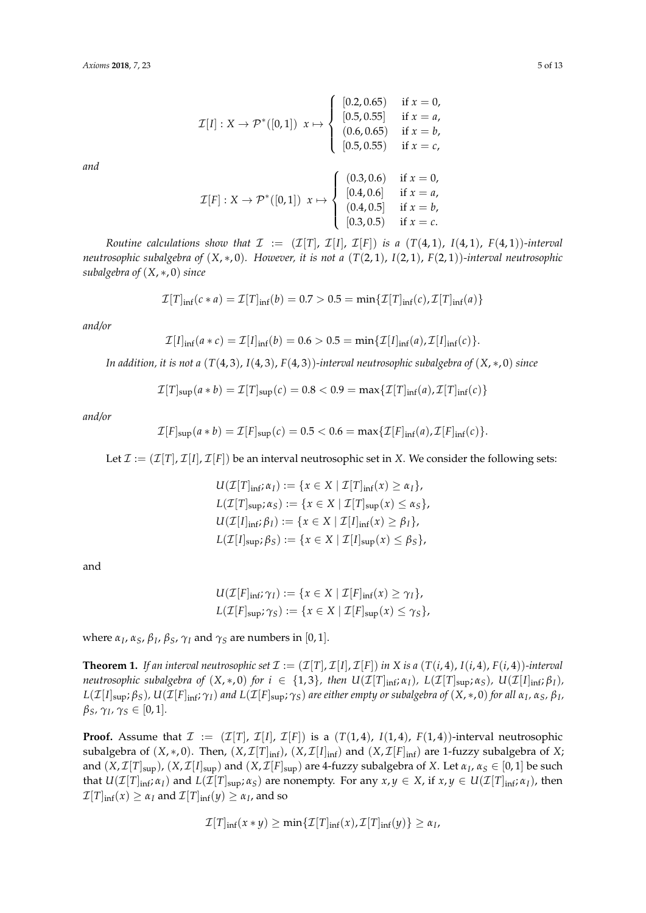$$\mathcal{I}[I] : X \to \mathcal{P}^*([0,1]) \;\; x \mapsto \begin{cases} [0.2, 0.65) & \text{if } x = 0, \\ [0.5, 0.55] & \text{if } x = a, \\ (0.6, 0.65) & \text{if } x = b, \\ [0.5, 0.55) & \text{if } x = c, \end{cases}$$

and

$$\mathcal{I}[F] : X \to \mathcal{P}^*([0,1]) \;\; x \mapsto \begin{cases} (0.3, 0.6) & \text{if } x = 0, \\ [0.4, 0.6] & \text{if } x = a, \\ (0.4, 0.5] & \text{if } x = b, \\ [0.3, 0.5) & \text{if } x = c. \end{cases}$$

*Routine calculations show that* $\mathcal{I} := (\mathcal{I}[T], \mathcal{I}[I], \mathcal{I}[F])$ *is a* $(T(4,1), I(4,1), F(4,1))$*-interval neutrosophic subalgebra of* $(X, *, 0)$*. However, it is not a* $(T(2,1), I(2,1), F(2,1))$*-interval neutrosophic subalgebra of* $(X, *, 0)$ *since*

$$\mathcal{I}[T]_{\inf}(c * a) = \mathcal{I}[T]_{\inf}(b) = 0.7 > 0.5 = \min\{\mathcal{I}[T]_{\inf}(c), \mathcal{I}[T]_{\inf}(a)\}$$

*and/or*

$$\mathcal{I}[I]_{\inf}(a * c) = \mathcal{I}[I]_{\inf}(b) = 0.6 > 0.5 = \min\{\mathcal{I}[I]_{\inf}(a), \mathcal{I}[I]_{\inf}(c)\}.$$

*In addition, it is not a* $(T(4,3), I(4,3), F(4,3))$*-interval neutrosophic subalgebra of* $(X, *, 0)$ *since*

$$\mathcal{I}[T]_{\sup}(a * b) = \mathcal{I}[T]_{\sup}(c) = 0.8 < 0.9 = \max\{\mathcal{I}[T]_{\inf}(a), \mathcal{I}[T]_{\inf}(c)\}$$

*and/or*

$$\mathcal{I}[F]_{\sup}(a * b) = \mathcal{I}[F]_{\sup}(c) = 0.5 < 0.6 = \max\{\mathcal{I}[F]_{\inf}(a), \mathcal{I}[F]_{\inf}(c)\}.$$

Let $\mathcal{I} := (\mathcal{I}[T], \mathcal{I}[I], \mathcal{I}[F])$ be an interval neutrosophic set in $X$. We consider the following sets:

$$\begin{aligned} U(\mathcal{I}[T]_{\inf}; \alpha_I) &:= \{x \in X \mid \mathcal{I}[T]_{\inf}(x) \geq \alpha_I\}, \\ L(\mathcal{I}[T]_{\sup}; \alpha_S) &:= \{x \in X \mid \mathcal{I}[T]_{\sup}(x) \leq \alpha_S\}, \\ U(\mathcal{I}[I]_{\inf}; \beta_I) &:= \{x \in X \mid \mathcal{I}[I]_{\inf}(x) \geq \beta_I\}, \\ L(\mathcal{I}[I]_{\sup}; \beta_S) &:= \{x \in X \mid \mathcal{I}[I]_{\sup}(x) \leq \beta_S\}, \end{aligned}$$

and

$$\begin{aligned} U(\mathcal{I}[F]_{\inf}; \gamma_I) &:= \{x \in X \mid \mathcal{I}[F]_{\inf}(x) \geq \gamma_I\}, \\ L(\mathcal{I}[F]_{\sup}; \gamma_S) &:= \{x \in X \mid \mathcal{I}[F]_{\sup}(x) \leq \gamma_S\}, \end{aligned}$$

where $\alpha_I$, $\alpha_S$, $\beta_I$, $\beta_S$, $\gamma_I$ and $\gamma_S$ are numbers in $[0,1]$.

**Theorem 1.** *If an interval neutrosophic set* $\mathcal{I} := (\mathcal{I}[T], \mathcal{I}[I], \mathcal{I}[F])$ *in* $X$ *is a* $(T(i,4), I(i,4), F(i,4))$*-interval neutrosophic subalgebra of* $(X, *, 0)$ *for* $i \in \{1, 3\}$*, then* $U(\mathcal{I}[T]_{\inf}; \alpha_I)$*,* $L(\mathcal{I}[T]_{\sup}; \alpha_S)$*,* $U(\mathcal{I}[I]_{\inf}; \beta_I)$*,* $L(\mathcal{I}[I]_{\sup}; \beta_S)$*,* $U(\mathcal{I}[F]_{\inf}; \gamma_I)$ *and* $L(\mathcal{I}[F]_{\sup}; \gamma_S)$ *are either empty or subalgebra of* $(X, *, 0)$ *for all* $\alpha_I$*,* $\alpha_S$*,* $\beta_I$*,* $\beta_S$*,* $\gamma_I$*,* $\gamma_S \in [0,1]$*.*

**Proof.** Assume that $\mathcal{I} := (\mathcal{I}[T], \mathcal{I}[I], \mathcal{I}[F])$ is a $(T(1,4), I(1,4), F(1,4))$-interval neutrosophic subalgebra of $(X, *, 0)$. Then, $(X, \mathcal{I}[T]_{\inf})$, $(X, \mathcal{I}[I]_{\inf})$ and $(X, \mathcal{I}[F]_{\inf})$ are 1-fuzzy subalgebra of $X$; and $(X, \mathcal{I}[T]_{\sup})$, $(X, \mathcal{I}[I]_{\sup})$ and $(X, \mathcal{I}[F]_{\sup})$ are 4-fuzzy subalgebra of $X$. Let $\alpha_I, \alpha_S \in [0,1]$ be such that $U(\mathcal{I}[T]_{\inf}; \alpha_I)$ and $L(\mathcal{I}[T]_{\sup}; \alpha_S)$ are nonempty. For any $x, y \in X$, if $x, y \in U(\mathcal{I}[T]_{\inf}; \alpha_I)$, then $\mathcal{I}[T]_{\inf}(x) \geq \alpha_I$ and $\mathcal{I}[T]_{\inf}(y) \geq \alpha_I$, and so

$$\mathcal{I}[T]_{\inf}(x * y) \geq \min\{\mathcal{I}[T]_{\inf}(x), \mathcal{I}[T]_{\inf}(y)\} \geq \alpha_I,$$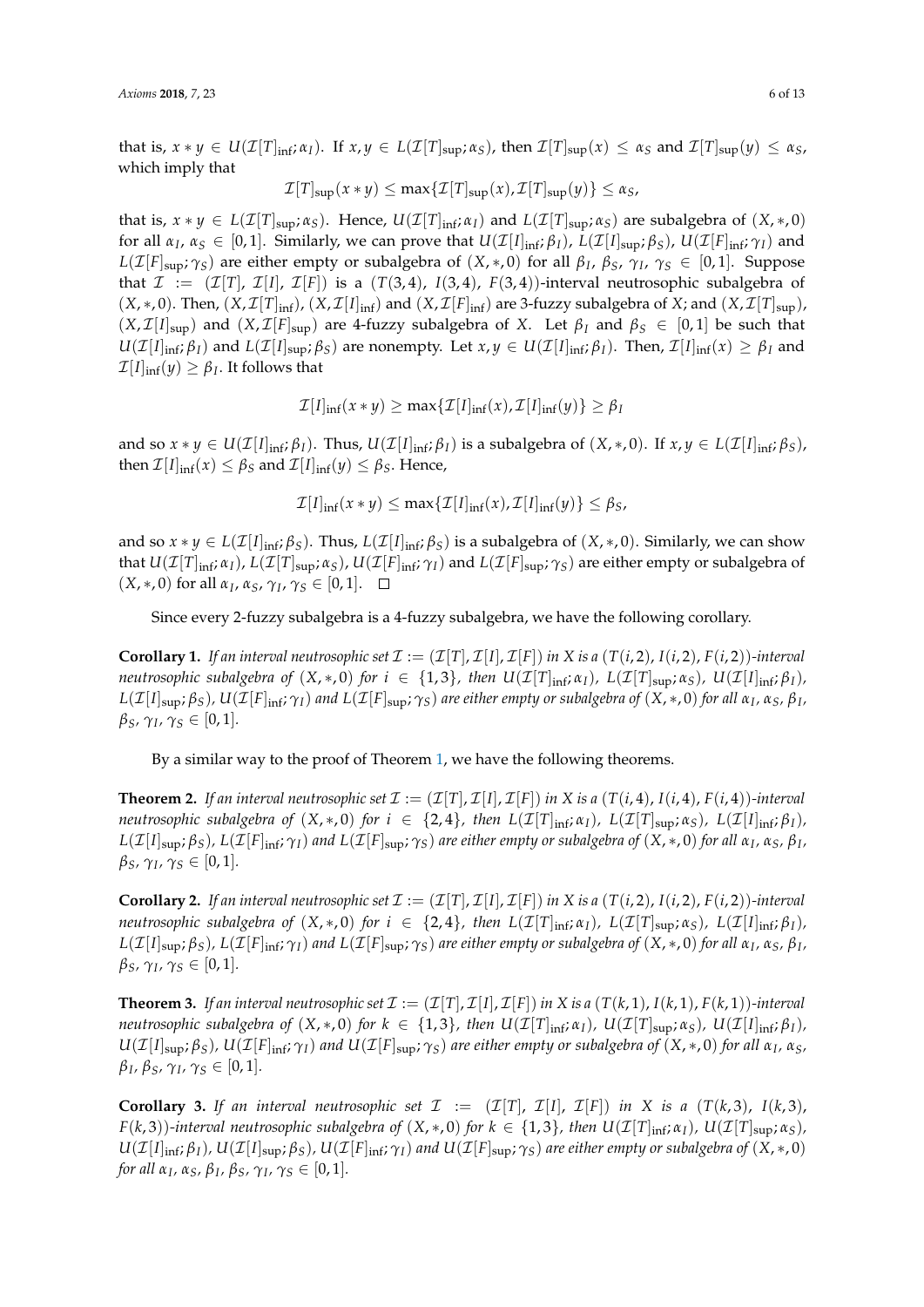that is, $x * y \in U(\mathcal{I}[T]_{\inf}; \alpha_I)$. If $x, y \in L(\mathcal{I}[T]_{\sup}; \alpha_S)$, then $\mathcal{I}[T]_{\sup}(x) \leq \alpha_S$ and $\mathcal{I}[T]_{\sup}(y) \leq \alpha_S$, which imply that

$$\mathcal{I}[T]_{\sup}(x * y) \leq \max\{\mathcal{I}[T]_{\sup}(x), \mathcal{I}[T]_{\sup}(y)\} \leq \alpha_S,$$

that is, $x * y \in L(\mathcal{I}[T]_{\sup}; \alpha_S)$. Hence, $U(\mathcal{I}[T]_{\inf}; \alpha_I)$ and $L(\mathcal{I}[T]_{\sup}; \alpha_S)$ are subalgebra of $(X, *, 0)$ for all $\alpha_I$, $\alpha_S \in [0, 1]$. Similarly, we can prove that $U(\mathcal{I}[I]_{\inf}; \beta_I)$, $L(\mathcal{I}[I]_{\sup}; \beta_S)$, $U(\mathcal{I}[F]_{\inf}; \gamma_I)$ and $L(\mathcal{I}[F]_{\sup}; \gamma_S)$ are either empty or subalgebra of $(X, *, 0)$ for all $\beta_I$, $\beta_S$, $\gamma_I$, $\gamma_S \in [0, 1]$. Suppose that $\mathcal{I} := (\mathcal{I}[T], \mathcal{I}[I], \mathcal{I}[F])$ is a $(T(3, 4), I(3, 4), F(3, 4))$-interval neutrosophic subalgebra of $(X, *, 0)$. Then, $(X, \mathcal{I}[T]_{\inf})$, $(X, \mathcal{I}[I]_{\inf})$ and $(X, \mathcal{I}[F]_{\inf})$ are 3-fuzzy subalgebra of $X$; and $(X, \mathcal{I}[T]_{\sup})$, $(X, \mathcal{I}[I]_{\sup})$ and $(X, \mathcal{I}[F]_{\sup})$ are 4-fuzzy subalgebra of $X$. Let $\beta_I$ and $\beta_S \in [0, 1]$ be such that $U(\mathcal{I}[I]_{\inf}; \beta_I)$ and $L(\mathcal{I}[I]_{\sup}; \beta_S)$ are nonempty. Let $x, y \in U(\mathcal{I}[I]_{\inf}; \beta_I)$. Then, $\mathcal{I}[I]_{\inf}(x) \geq \beta_I$ and $\mathcal{I}[I]_{\inf}(y) \geq \beta_I$. It follows that

$$\mathcal{I}[I]_{\inf}(x * y) \geq \max\{\mathcal{I}[I]_{\inf}(x), \mathcal{I}[I]_{\inf}(y)\} \geq \beta_I$$

and so $x * y \in U(\mathcal{I}[I]_{\inf}; \beta_I)$. Thus, $U(\mathcal{I}[I]_{\inf}; \beta_I)$ is a subalgebra of $(X, *, 0)$. If $x, y \in L(\mathcal{I}[I]_{\inf}; \beta_S)$, then $\mathcal{I}[I]_{\inf}(x) \leq \beta_S$ and $\mathcal{I}[I]_{\inf}(y) \leq \beta_S$. Hence,

$$\mathcal{I}[I]_{\inf}(x * y) \leq \max\{\mathcal{I}[I]_{\inf}(x), \mathcal{I}[I]_{\inf}(y)\} \leq \beta_S,$$

and so $x * y \in L(\mathcal{I}[I]_{\inf}; \beta_S)$. Thus, $L(\mathcal{I}[I]_{\inf}; \beta_S)$ is a subalgebra of $(X, *, 0)$. Similarly, we can show that $U(\mathcal{I}[T]_{\inf}; \alpha_I)$, $L(\mathcal{I}[T]_{\sup}; \alpha_S)$, $U(\mathcal{I}[F]_{\inf}; \gamma_I)$ and $L(\mathcal{I}[F]_{\sup}; \gamma_S)$ are either empty or subalgebra of $(X, *, 0)$ for all $\alpha_I$, $\alpha_S$, $\gamma_I$, $\gamma_S \in [0, 1]$. $\square$

Since every 2-fuzzy subalgebra is a 4-fuzzy subalgebra, we have the following corollary.

**Corollary 1.** *If an interval neutrosophic set $\mathcal{I} := (\mathcal{I}[T], \mathcal{I}[I], \mathcal{I}[F])$ in $X$ is a $(T(i, 2), I(i, 2), F(i, 2))$-interval neutrosophic subalgebra of $(X, *, 0)$ for $i \in \{1, 3\}$, then $U(\mathcal{I}[T]_{\inf}; \alpha_I)$, $L(\mathcal{I}[T]_{\sup}; \alpha_S)$, $U(\mathcal{I}[I]_{\inf}; \beta_I)$, $L(\mathcal{I}[I]_{\sup}; \beta_S)$, $U(\mathcal{I}[F]_{\inf}; \gamma_I)$ and $L(\mathcal{I}[F]_{\sup}; \gamma_S)$ are either empty or subalgebra of $(X, *, 0)$ for all $\alpha_I$, $\alpha_S$, $\beta_I$, $\beta_S$, $\gamma_I$, $\gamma_S \in [0, 1]$.*

By a similar way to the proof of Theorem 1, we have the following theorems.

**Theorem 2.** *If an interval neutrosophic set $\mathcal{I} := (\mathcal{I}[T], \mathcal{I}[I], \mathcal{I}[F])$ in $X$ is a $(T(i, 4), I(i, 4), F(i, 4))$-interval neutrosophic subalgebra of $(X, *, 0)$ for $i \in \{2, 4\}$, then $L(\mathcal{I}[T]_{\inf}; \alpha_I)$, $L(\mathcal{I}[T]_{\sup}; \alpha_S)$, $L(\mathcal{I}[I]_{\inf}; \beta_I)$, $L(\mathcal{I}[I]_{\sup}; \beta_S)$, $L(\mathcal{I}[F]_{\inf}; \gamma_I)$ and $L(\mathcal{I}[F]_{\sup}; \gamma_S)$ are either empty or subalgebra of $(X, *, 0)$ for all $\alpha_I$, $\alpha_S$, $\beta_I$, $\beta_S$, $\gamma_I$, $\gamma_S \in [0, 1]$.*

**Corollary 2.** *If an interval neutrosophic set $\mathcal{I} := (\mathcal{I}[T], \mathcal{I}[I], \mathcal{I}[F])$ in $X$ is a $(T(i, 2), I(i, 2), F(i, 2))$-interval neutrosophic subalgebra of $(X, *, 0)$ for $i \in \{2, 4\}$, then $L(\mathcal{I}[T]_{\inf}; \alpha_I)$, $L(\mathcal{I}[T]_{\sup}; \alpha_S)$, $L(\mathcal{I}[I]_{\inf}; \beta_I)$, $L(\mathcal{I}[I]_{\sup}; \beta_S)$, $L(\mathcal{I}[F]_{\inf}; \gamma_I)$ and $L(\mathcal{I}[F]_{\sup}; \gamma_S)$ are either empty or subalgebra of $(X, *, 0)$ for all $\alpha_I$, $\alpha_S$, $\beta_I$, $\beta_S$, $\gamma_I$, $\gamma_S \in [0, 1]$.*

**Theorem 3.** *If an interval neutrosophic set $\mathcal{I} := (\mathcal{I}[T], \mathcal{I}[I], \mathcal{I}[F])$ in $X$ is a $(T(k, 1), I(k, 1), F(k, 1))$-interval neutrosophic subalgebra of $(X, *, 0)$ for $k \in \{1, 3\}$, then $U(\mathcal{I}[T]_{\inf}; \alpha_I)$, $U(\mathcal{I}[T]_{\sup}; \alpha_S)$, $U(\mathcal{I}[I]_{\inf}; \beta_I)$, $U(\mathcal{I}[I]_{\sup}; \beta_S)$, $U(\mathcal{I}[F]_{\inf}; \gamma_I)$ and $U(\mathcal{I}[F]_{\sup}; \gamma_S)$ are either empty or subalgebra of $(X, *, 0)$ for all $\alpha_I$, $\alpha_S$, $\beta_I$, $\beta_S$, $\gamma_I$, $\gamma_S \in [0, 1]$.*

**Corollary 3.** *If an interval neutrosophic set $\mathcal{I} := (\mathcal{I}[T], \mathcal{I}[I], \mathcal{I}[F])$ in $X$ is a $(T(k, 3), I(k, 3), F(k, 3))$-interval neutrosophic subalgebra of $(X, *, 0)$ for $k \in \{1, 3\}$, then $U(\mathcal{I}[T]_{\inf}; \alpha_I)$, $U(\mathcal{I}[T]_{\sup}; \alpha_S)$, $U(\mathcal{I}[I]_{\inf}; \beta_I)$, $U(\mathcal{I}[I]_{\sup}; \beta_S)$, $U(\mathcal{I}[F]_{\inf}; \gamma_I)$ and $U(\mathcal{I}[F]_{\sup}; \gamma_S)$ are either empty or subalgebra of $(X, *, 0)$ for all $\alpha_I$, $\alpha_S$, $\beta_I$, $\beta_S$, $\gamma_I$, $\gamma_S \in [0, 1]$.*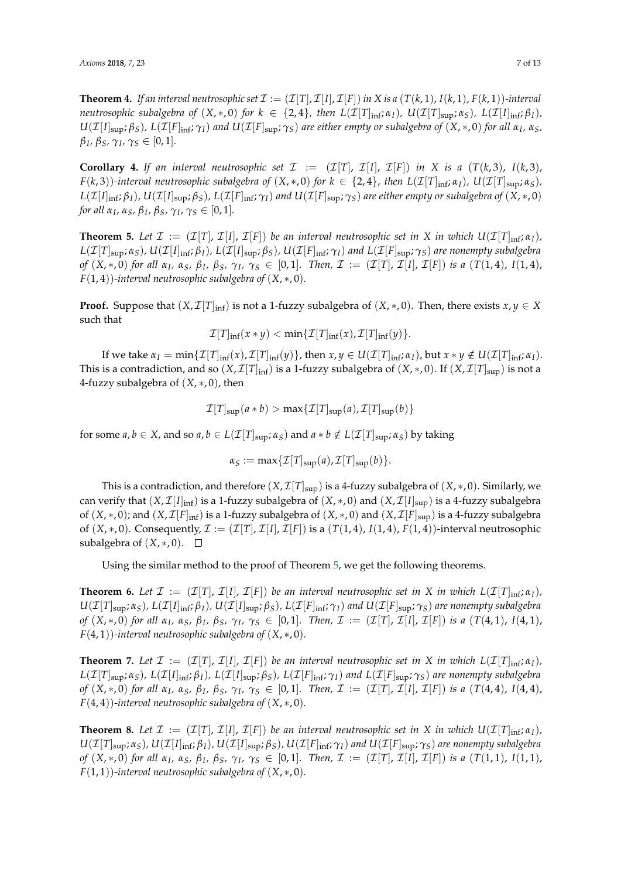**Theorem 4.** *If an interval neutrosophic set $\mathcal{I} := (\mathcal{I}[T], \mathcal{I}[I], \mathcal{I}[F])$ in $X$ is a $(T(k,1), I(k,1), F(k,1))$-interval neutrosophic subalgebra of $(X, *, 0)$ for $k \in \{2,4\}$, then $L(\mathcal{I}[T]_{\inf}; \alpha_I)$, $U(\mathcal{I}[T]_{\sup}; \alpha_S)$, $L(\mathcal{I}[I]_{\inf}; \beta_I)$, $U(\mathcal{I}[I]_{\sup}; \beta_S)$, $L(\mathcal{I}[F]_{\inf}; \gamma_I)$ and $U(\mathcal{I}[F]_{\sup}; \gamma_S)$ are either empty or subalgebra of $(X, *, 0)$ for all $\alpha_I$, $\alpha_S$, $\beta_I$, $\beta_S$, $\gamma_I$, $\gamma_S \in [0,1]$.*

**Corollary 4.** *If an interval neutrosophic set $\mathcal{I} := (\mathcal{I}[T], \mathcal{I}[I], \mathcal{I}[F])$ in $X$ is a $(T(k,3), I(k,3), F(k,3))$-interval neutrosophic subalgebra of $(X, *, 0)$ for $k \in \{2,4\}$, then $L(\mathcal{I}[T]_{\inf}; \alpha_I)$, $U(\mathcal{I}[T]_{\sup}; \alpha_S)$, $L(\mathcal{I}[I]_{\inf}; \beta_I)$, $U(\mathcal{I}[I]_{\sup}; \beta_S)$, $L(\mathcal{I}[F]_{\inf}; \gamma_I)$ and $U(\mathcal{I}[F]_{\sup}; \gamma_S)$ are either empty or subalgebra of $(X, *, 0)$ for all $\alpha_I$, $\alpha_S$, $\beta_I$, $\beta_S$, $\gamma_I$, $\gamma_S \in [0,1]$.*

**Theorem 5.** *Let $\mathcal{I} := (\mathcal{I}[T], \mathcal{I}[I], \mathcal{I}[F])$ be an interval neutrosophic set in $X$ in which $U(\mathcal{I}[T]_{\inf}; \alpha_I)$, $L(\mathcal{I}[T]_{\sup}; \alpha_S)$, $U(\mathcal{I}[I]_{\inf}; \beta_I)$, $L(\mathcal{I}[I]_{\sup}; \beta_S)$, $U(\mathcal{I}[F]_{\inf}; \gamma_I)$ and $L(\mathcal{I}[F]_{\sup}; \gamma_S)$ are nonempty subalgebra of $(X, *, 0)$ for all $\alpha_I$, $\alpha_S$, $\beta_I$, $\beta_S$, $\gamma_I$, $\gamma_S \in [0,1]$. Then, $\mathcal{I} := (\mathcal{I}[T], \mathcal{I}[I], \mathcal{I}[F])$ is a $(T(1,4), I(1,4), F(1,4))$-interval neutrosophic subalgebra of $(X, *, 0)$.*

**Proof.** Suppose that $(X, \mathcal{I}[T]_{\inf})$ is not a 1-fuzzy subalgebra of $(X, *, 0)$. Then, there exists $x, y \in X$ such that

$$\mathcal{I}[T]_{\inf}(x * y) < \min\{\mathcal{I}[T]_{\inf}(x), \mathcal{I}[T]_{\inf}(y)\}.$$

If we take $\alpha_I = \min\{\mathcal{I}[T]_{\inf}(x), \mathcal{I}[T]_{\inf}(y)\}$, then $x, y \in U(\mathcal{I}[T]_{\inf}; \alpha_I)$, but $x * y \notin U(\mathcal{I}[T]_{\inf}; \alpha_I)$. This is a contradiction, and so $(X, \mathcal{I}[T]_{\inf})$ is a 1-fuzzy subalgebra of $(X, *, 0)$. If $(X, \mathcal{I}[T]_{\sup})$ is not a 4-fuzzy subalgebra of $(X, *, 0)$, then

$$\mathcal{I}[T]_{\sup}(a * b) > \max\{\mathcal{I}[T]_{\sup}(a), \mathcal{I}[T]_{\sup}(b)\}$$

for some $a, b \in X$, and so $a, b \in L(\mathcal{I}[T]_{\sup}; \alpha_S)$ and $a * b \notin L(\mathcal{I}[T]_{\sup}; \alpha_S)$ by taking

$$\alpha_S := \max\{\mathcal{I}[T]_{\sup}(a), \mathcal{I}[T]_{\sup}(b)\}.$$

This is a contradiction, and therefore $(X, \mathcal{I}[T]_{\sup})$ is a 4-fuzzy subalgebra of $(X, *, 0)$. Similarly, we can verify that $(X, \mathcal{I}[I]_{\inf})$ is a 1-fuzzy subalgebra of $(X, *, 0)$ and $(X, \mathcal{I}[I]_{\sup})$ is a 4-fuzzy subalgebra of $(X, *, 0)$; and $(X, \mathcal{I}[F]_{\inf})$ is a 1-fuzzy subalgebra of $(X, *, 0)$ and $(X, \mathcal{I}[F]_{\sup})$ is a 4-fuzzy subalgebra of $(X, *, 0)$. Consequently, $\mathcal{I} := (\mathcal{I}[T], \mathcal{I}[I], \mathcal{I}[F])$ is a $(T(1,4), I(1,4), F(1,4))$-interval neutrosophic subalgebra of $(X, *, 0)$. $\square$

Using the similar method to the proof of Theorem 5, we get the following theorems.

**Theorem 6.** *Let $\mathcal{I} := (\mathcal{I}[T], \mathcal{I}[I], \mathcal{I}[F])$ be an interval neutrosophic set in $X$ in which $L(\mathcal{I}[T]_{\inf}; \alpha_I)$, $U(\mathcal{I}[T]_{\sup}; \alpha_S)$, $L(\mathcal{I}[I]_{\inf}; \beta_I)$, $U(\mathcal{I}[I]_{\sup}; \beta_S)$, $L(\mathcal{I}[F]_{\inf}; \gamma_I)$ and $U(\mathcal{I}[F]_{\sup}; \gamma_S)$ are nonempty subalgebra of $(X, *, 0)$ for all $\alpha_I$, $\alpha_S$, $\beta_I$, $\beta_S$, $\gamma_I$, $\gamma_S \in [0,1]$. Then, $\mathcal{I} := (\mathcal{I}[T], \mathcal{I}[I], \mathcal{I}[F])$ is a $(T(4,1), I(4,1), F(4,1))$-interval neutrosophic subalgebra of $(X, *, 0)$.*

**Theorem 7.** *Let $\mathcal{I} := (\mathcal{I}[T], \mathcal{I}[I], \mathcal{I}[F])$ be an interval neutrosophic set in $X$ in which $L(\mathcal{I}[T]_{\inf}; \alpha_I)$, $L(\mathcal{I}[T]_{\sup}; \alpha_S)$, $L(\mathcal{I}[I]_{\inf}; \beta_I)$, $L(\mathcal{I}[I]_{\sup}; \beta_S)$, $L(\mathcal{I}[F]_{\inf}; \gamma_I)$ and $L(\mathcal{I}[F]_{\sup}; \gamma_S)$ are nonempty subalgebra of $(X, *, 0)$ for all $\alpha_I$, $\alpha_S$, $\beta_I$, $\beta_S$, $\gamma_I$, $\gamma_S \in [0,1]$. Then, $\mathcal{I} := (\mathcal{I}[T], \mathcal{I}[I], \mathcal{I}[F])$ is a $(T(4,4), I(4,4), F(4,4))$-interval neutrosophic subalgebra of $(X, *, 0)$.*

**Theorem 8.** *Let $\mathcal{I} := (\mathcal{I}[T], \mathcal{I}[I], \mathcal{I}[F])$ be an interval neutrosophic set in $X$ in which $U(\mathcal{I}[T]_{\inf}; \alpha_I)$, $U(\mathcal{I}[T]_{\sup}; \alpha_S)$, $U(\mathcal{I}[I]_{\inf}; \beta_I)$, $U(\mathcal{I}[I]_{\sup}; \beta_S)$, $U(\mathcal{I}[F]_{\inf}; \gamma_I)$ and $U(\mathcal{I}[F]_{\sup}; \gamma_S)$ are nonempty subalgebra of $(X, *, 0)$ for all $\alpha_I$, $\alpha_S$, $\beta_I$, $\beta_S$, $\gamma_I$, $\gamma_S \in [0,1]$. Then, $\mathcal{I} := (\mathcal{I}[T], \mathcal{I}[I], \mathcal{I}[F])$ is a $(T(1,1), I(1,1), F(1,1))$-interval neutrosophic subalgebra of $(X, *, 0)$.*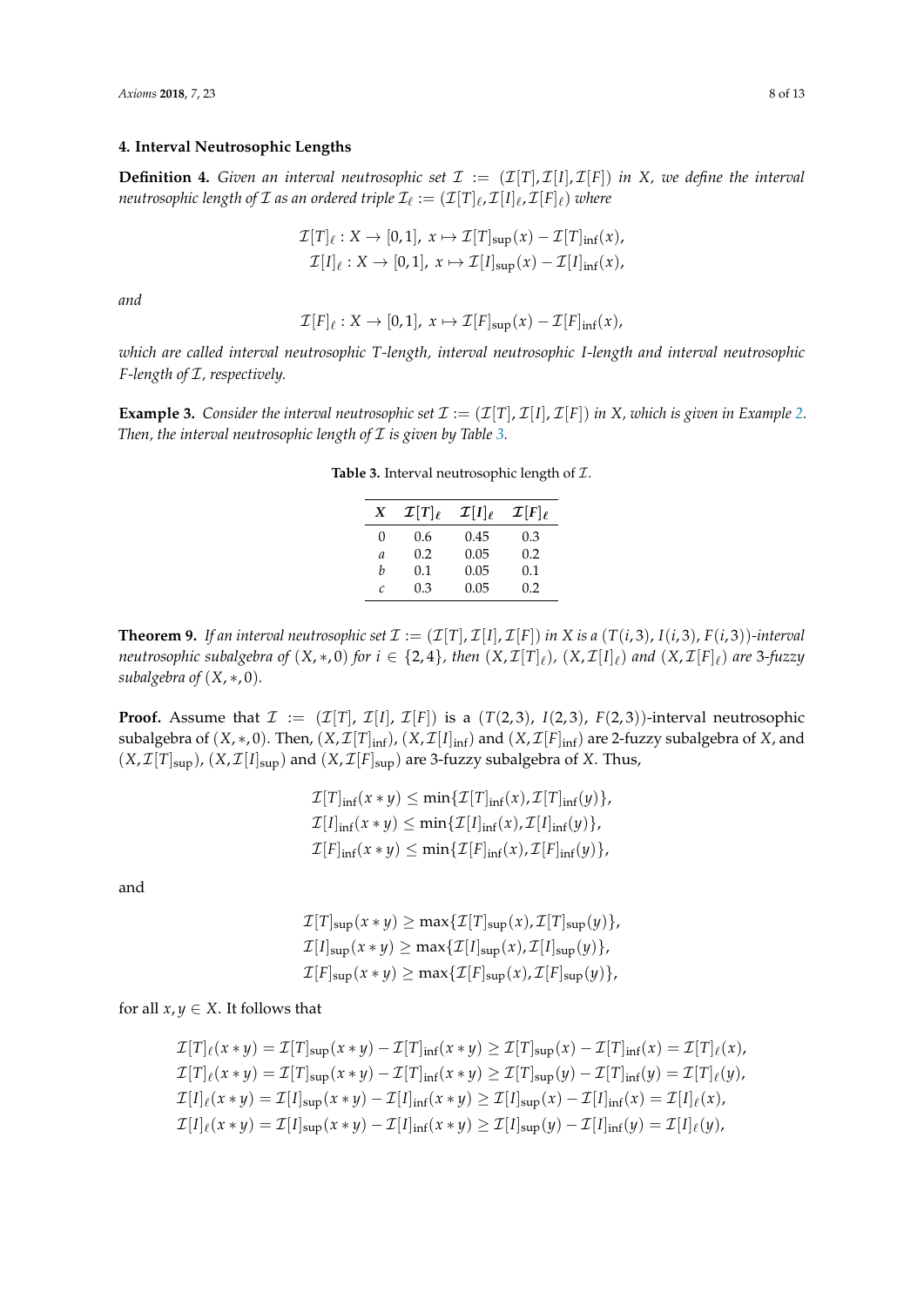## 4. Interval Neutrosophic Lengths

**Definition 4.** *Given an interval neutrosophic set $\mathcal{I} := (\mathcal{I}[T], \mathcal{I}[I], \mathcal{I}[F])$ in $X$, we define the interval neutrosophic length of $\mathcal{I}$ as an ordered triple $\mathcal{I}_\ell := (\mathcal{I}[T]_\ell, \mathcal{I}[I]_\ell, \mathcal{I}[F]_\ell)$ where*

$$\mathcal{I}[T]_\ell : X \to [0,1],\ x \mapsto \mathcal{I}[T]_{\sup}(x) - \mathcal{I}[T]_{\inf}(x),$$
$$\mathcal{I}[I]_\ell : X \to [0,1],\ x \mapsto \mathcal{I}[I]_{\sup}(x) - \mathcal{I}[I]_{\inf}(x),$$

*and*

$$\mathcal{I}[F]_\ell : X \to [0,1],\ x \mapsto \mathcal{I}[F]_{\sup}(x) - \mathcal{I}[F]_{\inf}(x),$$

*which are called interval neutrosophic T-length, interval neutrosophic I-length and interval neutrosophic F-length of $\mathcal{I}$, respectively.*

**Example 3.** *Consider the interval neutrosophic set $\mathcal{I} := (\mathcal{I}[T], \mathcal{I}[I], \mathcal{I}[F])$ in $X$, which is given in Example 2. Then, the interval neutrosophic length of $\mathcal{I}$ is given by Table 3.*

**Table 3.** Interval neutrosophic length of $\mathcal{I}$.

| $X$ | $\mathcal{I}[T]_\ell$ | $\mathcal{I}[I]_\ell$ | $\mathcal{I}[F]_\ell$ |
|---|---|---|---|
| 0 | 0.6 | 0.45 | 0.3 |
| $a$ | 0.2 | 0.05 | 0.2 |
| $b$ | 0.1 | 0.05 | 0.1 |
| $c$ | 0.3 | 0.05 | 0.2 |

**Theorem 9.** *If an interval neutrosophic set $\mathcal{I} := (\mathcal{I}[T], \mathcal{I}[I], \mathcal{I}[F])$ in $X$ is a $(T(i,3), I(i,3), F(i,3))$-interval neutrosophic subalgebra of $(X, *, 0)$ for $i \in \{2,4\}$, then $(X, \mathcal{I}[T]_\ell)$, $(X, \mathcal{I}[I]_\ell)$ and $(X, \mathcal{I}[F]_\ell)$ are 3-fuzzy subalgebra of $(X, *, 0)$.*

**Proof.** Assume that $\mathcal{I} := (\mathcal{I}[T], \mathcal{I}[I], \mathcal{I}[F])$ is a $(T(2,3), I(2,3), F(2,3))$-interval neutrosophic subalgebra of $(X, *, 0)$. Then, $(X, \mathcal{I}[T]_{\inf})$, $(X, \mathcal{I}[I]_{\inf})$ and $(X, \mathcal{I}[F]_{\inf})$ are 2-fuzzy subalgebra of $X$, and $(X, \mathcal{I}[T]_{\sup})$, $(X, \mathcal{I}[I]_{\sup})$ and $(X, \mathcal{I}[F]_{\sup})$ are 3-fuzzy subalgebra of $X$. Thus,

$$\mathcal{I}[T]_{\inf}(x * y) \leq \min\{\mathcal{I}[T]_{\inf}(x), \mathcal{I}[T]_{\inf}(y)\},$$
$$\mathcal{I}[I]_{\inf}(x * y) \leq \min\{\mathcal{I}[I]_{\inf}(x), \mathcal{I}[I]_{\inf}(y)\},$$
$$\mathcal{I}[F]_{\inf}(x * y) \leq \min\{\mathcal{I}[F]_{\inf}(x), \mathcal{I}[F]_{\inf}(y)\},$$

and

$$\mathcal{I}[T]_{\sup}(x * y) \geq \max\{\mathcal{I}[T]_{\sup}(x), \mathcal{I}[T]_{\sup}(y)\},$$
$$\mathcal{I}[I]_{\sup}(x * y) \geq \max\{\mathcal{I}[I]_{\sup}(x), \mathcal{I}[I]_{\sup}(y)\},$$
$$\mathcal{I}[F]_{\sup}(x * y) \geq \max\{\mathcal{I}[F]_{\sup}(x), \mathcal{I}[F]_{\sup}(y)\},$$

for all $x, y \in X$. It follows that

$$\mathcal{I}[T]_\ell(x * y) = \mathcal{I}[T]_{\sup}(x * y) - \mathcal{I}[T]_{\inf}(x * y) \geq \mathcal{I}[T]_{\sup}(x) - \mathcal{I}[T]_{\inf}(x) = \mathcal{I}[T]_\ell(x),$$
$$\mathcal{I}[T]_\ell(x * y) = \mathcal{I}[T]_{\sup}(x * y) - \mathcal{I}[T]_{\inf}(x * y) \geq \mathcal{I}[T]_{\sup}(y) - \mathcal{I}[T]_{\inf}(y) = \mathcal{I}[T]_\ell(y),$$
$$\mathcal{I}[I]_\ell(x * y) = \mathcal{I}[I]_{\sup}(x * y) - \mathcal{I}[I]_{\inf}(x * y) \geq \mathcal{I}[I]_{\sup}(x) - \mathcal{I}[I]_{\inf}(x) = \mathcal{I}[I]_\ell(x),$$
$$\mathcal{I}[I]_\ell(x * y) = \mathcal{I}[I]_{\sup}(x * y) - \mathcal{I}[I]_{\inf}(x * y) \geq \mathcal{I}[I]_{\sup}(y) - \mathcal{I}[I]_{\inf}(y) = \mathcal{I}[I]_\ell(y),$$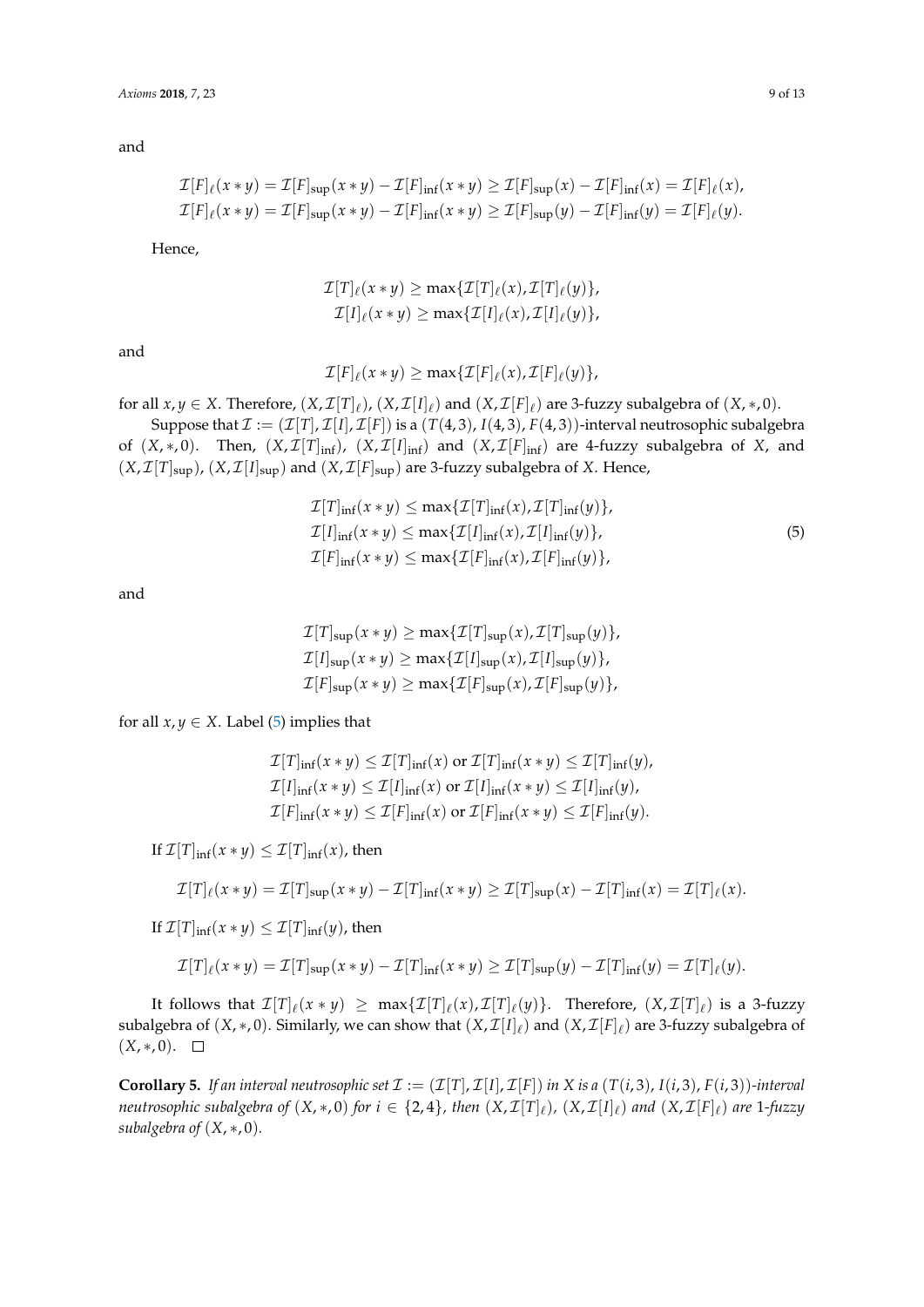and

$$\mathcal{I}[F]_\ell(x*y) = \mathcal{I}[F]_{\sup}(x*y) - \mathcal{I}[F]_{\inf}(x*y) \geq \mathcal{I}[F]_{\sup}(x) - \mathcal{I}[F]_{\inf}(x) = \mathcal{I}[F]_\ell(x),$$
$$\mathcal{I}[F]_\ell(x*y) = \mathcal{I}[F]_{\sup}(x*y) - \mathcal{I}[F]_{\inf}(x*y) \geq \mathcal{I}[F]_{\sup}(y) - \mathcal{I}[F]_{\inf}(y) = \mathcal{I}[F]_\ell(y).$$

Hence,

$$\mathcal{I}[T]_\ell(x*y) \geq \max\{\mathcal{I}[T]_\ell(x), \mathcal{I}[T]_\ell(y)\},$$
$$\mathcal{I}[I]_\ell(x*y) \geq \max\{\mathcal{I}[I]_\ell(x), \mathcal{I}[I]_\ell(y)\},$$

and

$$\mathcal{I}[F]_\ell(x*y) \geq \max\{\mathcal{I}[F]_\ell(x), \mathcal{I}[F]_\ell(y)\},$$

for all $x, y \in X$. Therefore, $(X, \mathcal{I}[T]_\ell)$, $(X, \mathcal{I}[I]_\ell)$ and $(X, \mathcal{I}[F]_\ell)$ are 3-fuzzy subalgebra of $(X, *, 0)$.

Suppose that $\mathcal{I} := (\mathcal{I}[T], \mathcal{I}[I], \mathcal{I}[F])$ is a $(T(4,3), I(4,3), F(4,3))$-interval neutrosophic subalgebra of $(X, *, 0)$. Then, $(X, \mathcal{I}[T]_{\inf})$, $(X, \mathcal{I}[I]_{\inf})$ and $(X, \mathcal{I}[F]_{\inf})$ are 4-fuzzy subalgebra of $X$, and $(X, \mathcal{I}[T]_{\sup})$, $(X, \mathcal{I}[I]_{\sup})$ and $(X, \mathcal{I}[F]_{\sup})$ are 3-fuzzy subalgebra of $X$. Hence,

$$\begin{aligned}
\mathcal{I}[T]_{\inf}(x*y) &\leq \max\{\mathcal{I}[T]_{\inf}(x), \mathcal{I}[T]_{\inf}(y)\}, \\
\mathcal{I}[I]_{\inf}(x*y) &\leq \max\{\mathcal{I}[I]_{\inf}(x), \mathcal{I}[I]_{\inf}(y)\}, \\
\mathcal{I}[F]_{\inf}(x*y) &\leq \max\{\mathcal{I}[F]_{\inf}(x), \mathcal{I}[F]_{\inf}(y)\},
\end{aligned} \tag{5}$$

and

$$\begin{aligned}
\mathcal{I}[T]_{\sup}(x*y) &\geq \max\{\mathcal{I}[T]_{\sup}(x), \mathcal{I}[T]_{\sup}(y)\}, \\
\mathcal{I}[I]_{\sup}(x*y) &\geq \max\{\mathcal{I}[I]_{\sup}(x), \mathcal{I}[I]_{\sup}(y)\}, \\
\mathcal{I}[F]_{\sup}(x*y) &\geq \max\{\mathcal{I}[F]_{\sup}(x), \mathcal{I}[F]_{\sup}(y)\},
\end{aligned}$$

for all $x, y \in X$. Label (5) implies that

$$\mathcal{I}[T]_{\inf}(x*y) \leq \mathcal{I}[T]_{\inf}(x) \text{ or } \mathcal{I}[T]_{\inf}(x*y) \leq \mathcal{I}[T]_{\inf}(y),$$
$$\mathcal{I}[I]_{\inf}(x*y) \leq \mathcal{I}[I]_{\inf}(x) \text{ or } \mathcal{I}[I]_{\inf}(x*y) \leq \mathcal{I}[I]_{\inf}(y),$$
$$\mathcal{I}[F]_{\inf}(x*y) \leq \mathcal{I}[F]_{\inf}(x) \text{ or } \mathcal{I}[F]_{\inf}(x*y) \leq \mathcal{I}[F]_{\inf}(y).$$

If $\mathcal{I}[T]_{\inf}(x*y) \leq \mathcal{I}[T]_{\inf}(x)$, then

$$\mathcal{I}[T]_\ell(x*y) = \mathcal{I}[T]_{\sup}(x*y) - \mathcal{I}[T]_{\inf}(x*y) \geq \mathcal{I}[T]_{\sup}(x) - \mathcal{I}[T]_{\inf}(x) = \mathcal{I}[T]_\ell(x).$$

If $\mathcal{I}[T]_{\inf}(x*y) \leq \mathcal{I}[T]_{\inf}(y)$, then

$$\mathcal{I}[T]_\ell(x*y) = \mathcal{I}[T]_{\sup}(x*y) - \mathcal{I}[T]_{\inf}(x*y) \geq \mathcal{I}[T]_{\sup}(y) - \mathcal{I}[T]_{\inf}(y) = \mathcal{I}[T]_\ell(y).$$

It follows that $\mathcal{I}[T]_\ell(x*y) \geq \max\{\mathcal{I}[T]_\ell(x), \mathcal{I}[T]_\ell(y)\}$. Therefore, $(X, \mathcal{I}[T]_\ell)$ is a 3-fuzzy subalgebra of $(X, *, 0)$. Similarly, we can show that $(X, \mathcal{I}[I]_\ell)$ and $(X, \mathcal{I}[F]_\ell)$ are 3-fuzzy subalgebra of $(X, *, 0)$. □

**Corollary 5.** *If an interval neutrosophic set $\mathcal{I} := (\mathcal{I}[T], \mathcal{I}[I], \mathcal{I}[F])$ in $X$ is a $(T(i,3), I(i,3), F(i,3))$-interval neutrosophic subalgebra of $(X, *, 0)$ for $i \in \{2, 4\}$, then $(X, \mathcal{I}[T]_\ell)$, $(X, \mathcal{I}[I]_\ell)$ and $(X, \mathcal{I}[F]_\ell)$ are 1-fuzzy subalgebra of $(X, *, 0)$.*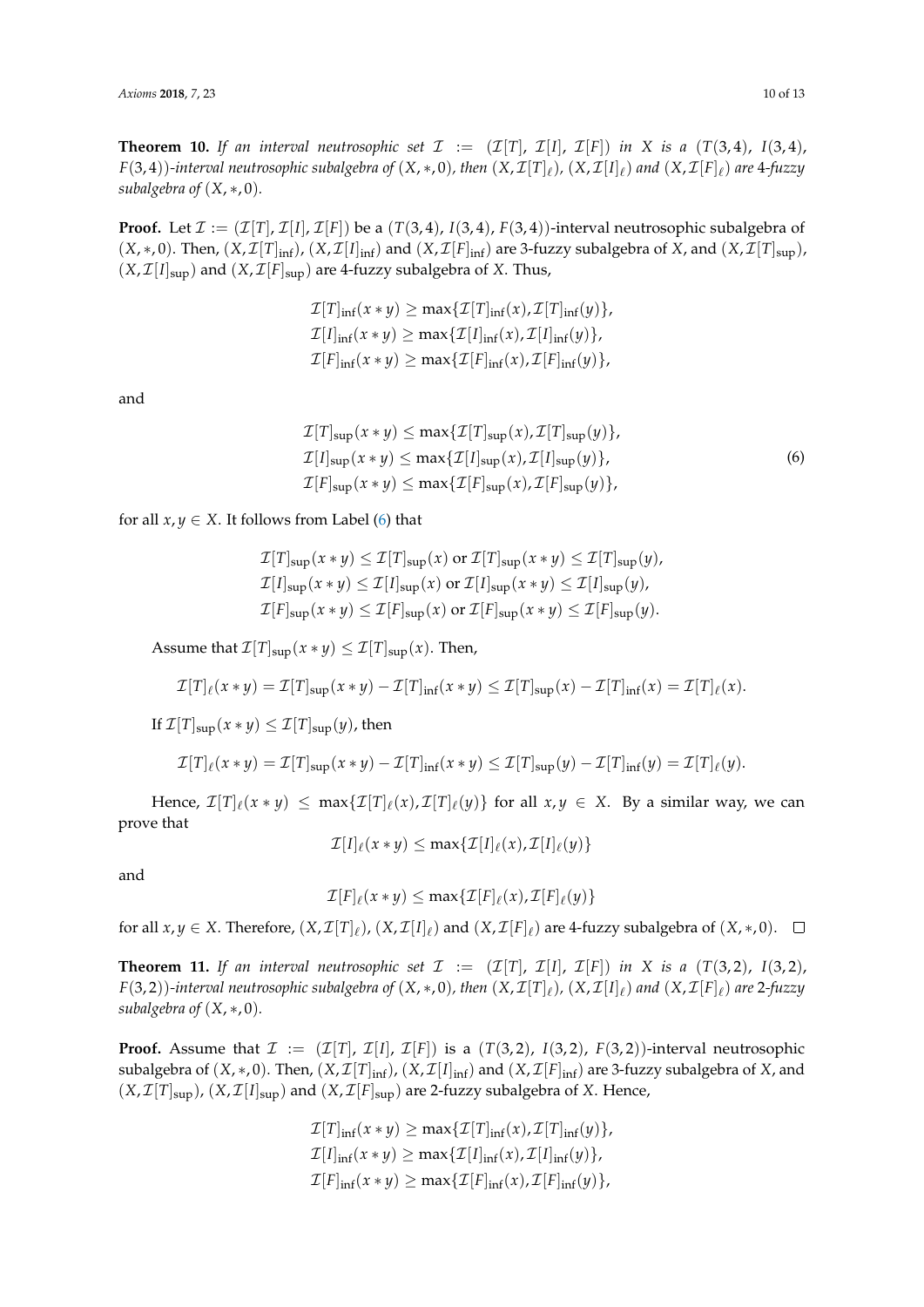**Theorem 10.** *If an interval neutrosophic set $\mathcal{I} := (\mathcal{I}[T], \mathcal{I}[I], \mathcal{I}[F])$ in $X$ is a $(T(3,4), I(3,4), F(3,4))$-interval neutrosophic subalgebra of $(X, *, 0)$, then $(X, \mathcal{I}[T]_\ell)$, $(X, \mathcal{I}[I]_\ell)$ and $(X, \mathcal{I}[F]_\ell)$ are 4-fuzzy subalgebra of $(X, *, 0)$.*

**Proof.** Let $\mathcal{I} := (\mathcal{I}[T], \mathcal{I}[I], \mathcal{I}[F])$ be a $(T(3,4), I(3,4), F(3,4))$-interval neutrosophic subalgebra of $(X, *, 0)$. Then, $(X, \mathcal{I}[T]_{\inf})$, $(X, \mathcal{I}[I]_{\inf})$ and $(X, \mathcal{I}[F]_{\inf})$ are 3-fuzzy subalgebra of $X$, and $(X, \mathcal{I}[T]_{\sup})$, $(X, \mathcal{I}[I]_{\sup})$ and $(X, \mathcal{I}[F]_{\sup})$ are 4-fuzzy subalgebra of $X$. Thus,

$$\mathcal{I}[T]_{\inf}(x * y) \geq \max\{\mathcal{I}[T]_{\inf}(x), \mathcal{I}[T]_{\inf}(y)\},$$
$$\mathcal{I}[I]_{\inf}(x * y) \geq \max\{\mathcal{I}[I]_{\inf}(x), \mathcal{I}[I]_{\inf}(y)\},$$
$$\mathcal{I}[F]_{\inf}(x * y) \geq \max\{\mathcal{I}[F]_{\inf}(x), \mathcal{I}[F]_{\inf}(y)\},$$

and

$$\begin{aligned} \mathcal{I}[T]_{\sup}(x * y) &\leq \max\{\mathcal{I}[T]_{\sup}(x), \mathcal{I}[T]_{\sup}(y)\}, \\ \mathcal{I}[I]_{\sup}(x * y) &\leq \max\{\mathcal{I}[I]_{\sup}(x), \mathcal{I}[I]_{\sup}(y)\}, \\ \mathcal{I}[F]_{\sup}(x * y) &\leq \max\{\mathcal{I}[F]_{\sup}(x), \mathcal{I}[F]_{\sup}(y)\}, \end{aligned} \tag{6}$$

for all $x, y \in X$. It follows from Label (6) that

$$\mathcal{I}[T]_{\sup}(x * y) \leq \mathcal{I}[T]_{\sup}(x) \text{ or } \mathcal{I}[T]_{\sup}(x * y) \leq \mathcal{I}[T]_{\sup}(y),$$
$$\mathcal{I}[I]_{\sup}(x * y) \leq \mathcal{I}[I]_{\sup}(x) \text{ or } \mathcal{I}[I]_{\sup}(x * y) \leq \mathcal{I}[I]_{\sup}(y),$$
$$\mathcal{I}[F]_{\sup}(x * y) \leq \mathcal{I}[F]_{\sup}(x) \text{ or } \mathcal{I}[F]_{\sup}(x * y) \leq \mathcal{I}[F]_{\sup}(y).$$

Assume that $\mathcal{I}[T]_{\sup}(x * y) \leq \mathcal{I}[T]_{\sup}(x)$. Then,

$$\mathcal{I}[T]_\ell(x * y) = \mathcal{I}[T]_{\sup}(x * y) - \mathcal{I}[T]_{\inf}(x * y) \leq \mathcal{I}[T]_{\sup}(x) - \mathcal{I}[T]_{\inf}(x) = \mathcal{I}[T]_\ell(x).$$

If $\mathcal{I}[T]_{\sup}(x * y) \leq \mathcal{I}[T]_{\sup}(y)$, then

$$\mathcal{I}[T]_\ell(x * y) = \mathcal{I}[T]_{\sup}(x * y) - \mathcal{I}[T]_{\inf}(x * y) \leq \mathcal{I}[T]_{\sup}(y) - \mathcal{I}[T]_{\inf}(y) = \mathcal{I}[T]_\ell(y).$$

Hence, $\mathcal{I}[T]_\ell(x * y) \leq \max\{\mathcal{I}[T]_\ell(x), \mathcal{I}[T]_\ell(y)\}$ for all $x, y \in X$. By a similar way, we can prove that

$$\mathcal{I}[I]_\ell(x * y) \leq \max\{\mathcal{I}[I]_\ell(x), \mathcal{I}[I]_\ell(y)\}$$

and

$$\mathcal{I}[F]_\ell(x * y) \leq \max\{\mathcal{I}[F]_\ell(x), \mathcal{I}[F]_\ell(y)\}$$

for all $x, y \in X$. Therefore, $(X, \mathcal{I}[T]_\ell)$, $(X, \mathcal{I}[I]_\ell)$ and $(X, \mathcal{I}[F]_\ell)$ are 4-fuzzy subalgebra of $(X, *, 0)$. □

**Theorem 11.** *If an interval neutrosophic set $\mathcal{I} := (\mathcal{I}[T], \mathcal{I}[I], \mathcal{I}[F])$ in $X$ is a $(T(3,2), I(3,2), F(3,2))$-interval neutrosophic subalgebra of $(X, *, 0)$, then $(X, \mathcal{I}[T]_\ell)$, $(X, \mathcal{I}[I]_\ell)$ and $(X, \mathcal{I}[F]_\ell)$ are 2-fuzzy subalgebra of $(X, *, 0)$.*

**Proof.** Assume that $\mathcal{I} := (\mathcal{I}[T], \mathcal{I}[I], \mathcal{I}[F])$ is a $(T(3,2), I(3,2), F(3,2))$-interval neutrosophic subalgebra of $(X, *, 0)$. Then, $(X, \mathcal{I}[T]_{\inf})$, $(X, \mathcal{I}[I]_{\inf})$ and $(X, \mathcal{I}[F]_{\inf})$ are 3-fuzzy subalgebra of $X$, and $(X, \mathcal{I}[T]_{\sup})$, $(X, \mathcal{I}[I]_{\sup})$ and $(X, \mathcal{I}[F]_{\sup})$ are 2-fuzzy subalgebra of $X$. Hence,

$$\mathcal{I}[T]_{\inf}(x * y) \geq \max\{\mathcal{I}[T]_{\inf}(x), \mathcal{I}[T]_{\inf}(y)\},$$
$$\mathcal{I}[I]_{\inf}(x * y) \geq \max\{\mathcal{I}[I]_{\inf}(x), \mathcal{I}[I]_{\inf}(y)\},$$
$$\mathcal{I}[F]_{\inf}(x * y) \geq \max\{\mathcal{I}[F]_{\inf}(x), \mathcal{I}[F]_{\inf}(y)\},$$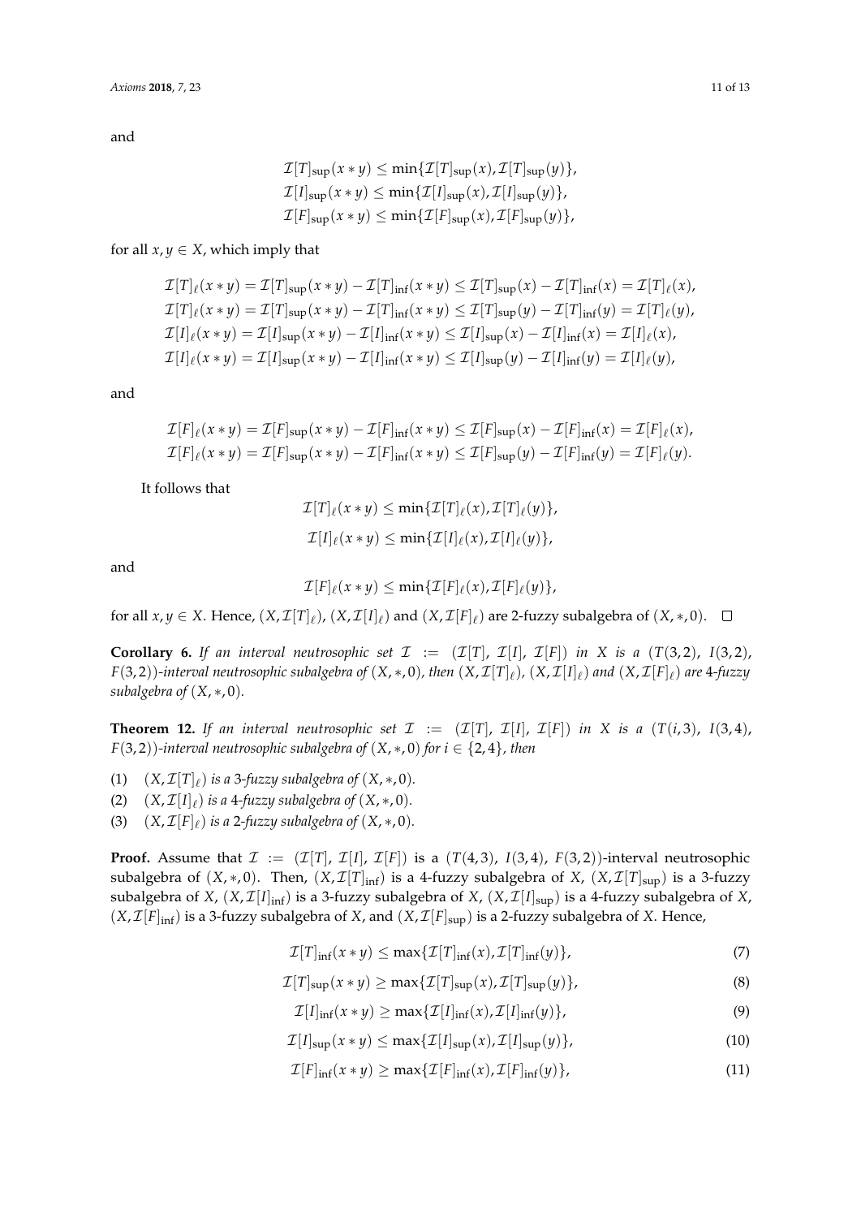and

$$\mathcal{I}[T]_{\sup}(x*y) \leq \min\{\mathcal{I}[T]_{\sup}(x), \mathcal{I}[T]_{\sup}(y)\},$$
$$\mathcal{I}[I]_{\sup}(x*y) \leq \min\{\mathcal{I}[I]_{\sup}(x), \mathcal{I}[I]_{\sup}(y)\},$$
$$\mathcal{I}[F]_{\sup}(x*y) \leq \min\{\mathcal{I}[F]_{\sup}(x), \mathcal{I}[F]_{\sup}(y)\},$$

for all $x, y \in X$, which imply that

$$\mathcal{I}[T]_{\ell}(x*y) = \mathcal{I}[T]_{\sup}(x*y) - \mathcal{I}[T]_{\inf}(x*y) \leq \mathcal{I}[T]_{\sup}(x) - \mathcal{I}[T]_{\inf}(x) = \mathcal{I}[T]_{\ell}(x),$$
$$\mathcal{I}[T]_{\ell}(x*y) = \mathcal{I}[T]_{\sup}(x*y) - \mathcal{I}[T]_{\inf}(x*y) \leq \mathcal{I}[T]_{\sup}(y) - \mathcal{I}[T]_{\inf}(y) = \mathcal{I}[T]_{\ell}(y),$$
$$\mathcal{I}[I]_{\ell}(x*y) = \mathcal{I}[I]_{\sup}(x*y) - \mathcal{I}[I]_{\inf}(x*y) \leq \mathcal{I}[I]_{\sup}(x) - \mathcal{I}[I]_{\inf}(x) = \mathcal{I}[I]_{\ell}(x),$$
$$\mathcal{I}[I]_{\ell}(x*y) = \mathcal{I}[I]_{\sup}(x*y) - \mathcal{I}[I]_{\inf}(x*y) \leq \mathcal{I}[I]_{\sup}(y) - \mathcal{I}[I]_{\inf}(y) = \mathcal{I}[I]_{\ell}(y),$$

and

$$\mathcal{I}[F]_{\ell}(x*y) = \mathcal{I}[F]_{\sup}(x*y) - \mathcal{I}[F]_{\inf}(x*y) \leq \mathcal{I}[F]_{\sup}(x) - \mathcal{I}[F]_{\inf}(x) = \mathcal{I}[F]_{\ell}(x),$$
$$\mathcal{I}[F]_{\ell}(x*y) = \mathcal{I}[F]_{\sup}(x*y) - \mathcal{I}[F]_{\inf}(x*y) \leq \mathcal{I}[F]_{\sup}(y) - \mathcal{I}[F]_{\inf}(y) = \mathcal{I}[F]_{\ell}(y).$$

It follows that

$$\mathcal{I}[T]_{\ell}(x*y) \leq \min\{\mathcal{I}[T]_{\ell}(x), \mathcal{I}[T]_{\ell}(y)\},$$
$$\mathcal{I}[I]_{\ell}(x*y) \leq \min\{\mathcal{I}[I]_{\ell}(x), \mathcal{I}[I]_{\ell}(y)\},$$

and

$$\mathcal{I}[F]_{\ell}(x*y) \leq \min\{\mathcal{I}[F]_{\ell}(x), \mathcal{I}[F]_{\ell}(y)\},$$

for all $x, y \in X$. Hence, $(X, \mathcal{I}[T]_{\ell})$, $(X, \mathcal{I}[I]_{\ell})$ and $(X, \mathcal{I}[F]_{\ell})$ are 2-fuzzy subalgebra of $(X, *, 0)$. □

**Corollary 6.** *If an interval neutrosophic set $\mathcal{I} := (\mathcal{I}[T], \mathcal{I}[I], \mathcal{I}[F])$ in $X$ is a $(T(3,2)$, $I(3,2)$, $F(3,2))$-interval neutrosophic subalgebra of $(X, *, 0)$, then $(X, \mathcal{I}[T]_{\ell})$, $(X, \mathcal{I}[I]_{\ell})$ and $(X, \mathcal{I}[F]_{\ell})$ are 4-fuzzy subalgebra of $(X, *, 0)$.*

**Theorem 12.** *If an interval neutrosophic set $\mathcal{I} := (\mathcal{I}[T], \mathcal{I}[I], \mathcal{I}[F])$ in $X$ is a $(T(i,3)$, $I(3,4)$, $F(3,2))$-interval neutrosophic subalgebra of $(X, *, 0)$ for $i \in \{2, 4\}$, then*

(1) *$(X, \mathcal{I}[T]_{\ell})$ is a 3-fuzzy subalgebra of $(X, *, 0)$.*
(2) *$(X, \mathcal{I}[I]_{\ell})$ is a 4-fuzzy subalgebra of $(X, *, 0)$.*
(3) *$(X, \mathcal{I}[F]_{\ell})$ is a 2-fuzzy subalgebra of $(X, *, 0)$.*

**Proof.** Assume that $\mathcal{I} := (\mathcal{I}[T], \mathcal{I}[I], \mathcal{I}[F])$ is a $(T(4,3)$, $I(3,4)$, $F(3,2))$-interval neutrosophic subalgebra of $(X, *, 0)$. Then, $(X, \mathcal{I}[T]_{\inf})$ is a 4-fuzzy subalgebra of $X$, $(X, \mathcal{I}[T]_{\sup})$ is a 3-fuzzy subalgebra of $X$, $(X, \mathcal{I}[I]_{\inf})$ is a 3-fuzzy subalgebra of $X$, $(X, \mathcal{I}[I]_{\sup})$ is a 4-fuzzy subalgebra of $X$, $(X, \mathcal{I}[F]_{\inf})$ is a 3-fuzzy subalgebra of $X$, and $(X, \mathcal{I}[F]_{\sup})$ is a 2-fuzzy subalgebra of $X$. Hence,

$$\mathcal{I}[T]_{\inf}(x*y) \leq \max\{\mathcal{I}[T]_{\inf}(x), \mathcal{I}[T]_{\inf}(y)\}, \tag{7}$$

$$\mathcal{I}[T]_{\sup}(x*y) \geq \max\{\mathcal{I}[T]_{\sup}(x), \mathcal{I}[T]_{\sup}(y)\}, \tag{8}$$

$$\mathcal{I}[I]_{\inf}(x*y) \geq \max\{\mathcal{I}[I]_{\inf}(x), \mathcal{I}[I]_{\inf}(y)\}, \tag{9}$$

$$\mathcal{I}[I]_{\sup}(x*y) \leq \max\{\mathcal{I}[I]_{\sup}(x), \mathcal{I}[I]_{\sup}(y)\}, \tag{10}$$

$$\mathcal{I}[F]_{\inf}(x*y) \geq \max\{\mathcal{I}[F]_{\inf}(x), \mathcal{I}[F]_{\inf}(y)\}, \tag{11}$$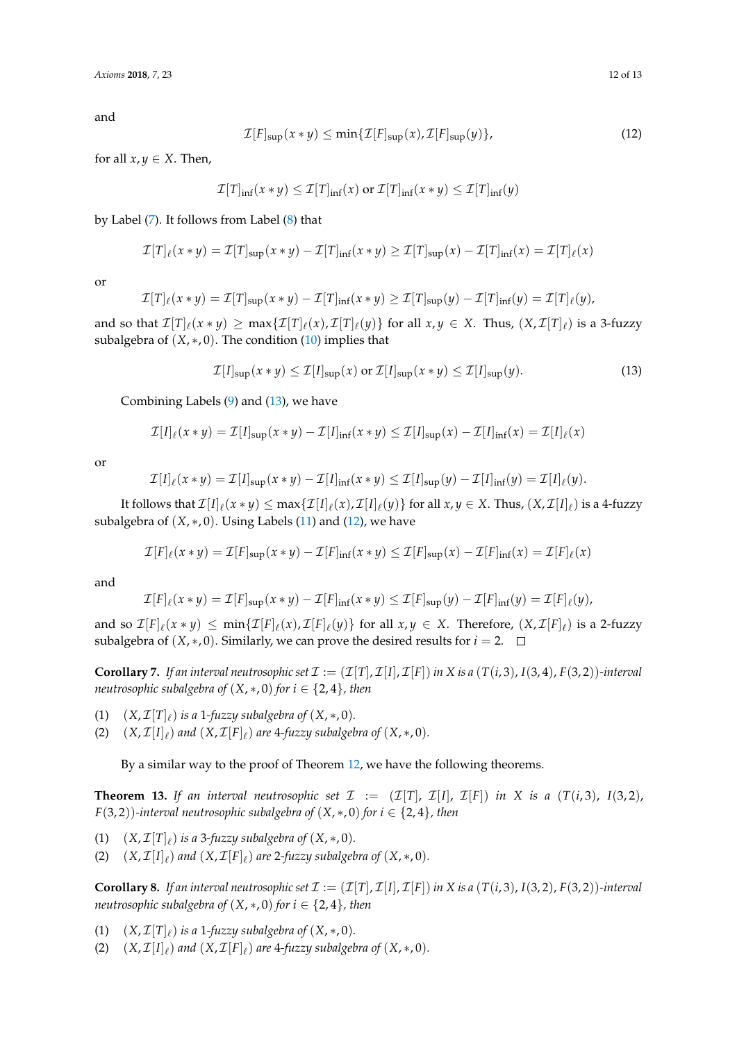and

$$\mathcal{I}[F]_{\sup}(x * y) \leq \min\{\mathcal{I}[F]_{\sup}(x), \mathcal{I}[F]_{\sup}(y)\}, \tag{12}$$

for all $x, y \in X$. Then,

$$\mathcal{I}[T]_{\inf}(x * y) \leq \mathcal{I}[T]_{\inf}(x) \text{ or } \mathcal{I}[T]_{\inf}(x * y) \leq \mathcal{I}[T]_{\inf}(y)$$

by Label (7). It follows from Label (8) that

$$\mathcal{I}[T]_{\ell}(x * y) = \mathcal{I}[T]_{\sup}(x * y) - \mathcal{I}[T]_{\inf}(x * y) \geq \mathcal{I}[T]_{\sup}(x) - \mathcal{I}[T]_{\inf}(x) = \mathcal{I}[T]_{\ell}(x)$$

or

$$\mathcal{I}[T]_{\ell}(x * y) = \mathcal{I}[T]_{\sup}(x * y) - \mathcal{I}[T]_{\inf}(x * y) \geq \mathcal{I}[T]_{\sup}(y) - \mathcal{I}[T]_{\inf}(y) = \mathcal{I}[T]_{\ell}(y),$$

and so that $\mathcal{I}[T]_{\ell}(x * y) \geq \max\{\mathcal{I}[T]_{\ell}(x), \mathcal{I}[T]_{\ell}(y)\}$ for all $x, y \in X$. Thus, $(X, \mathcal{I}[T]_{\ell})$ is a 3-fuzzy subalgebra of $(X, *, 0)$. The condition (10) implies that

$$\mathcal{I}[I]_{\sup}(x * y) \leq \mathcal{I}[I]_{\sup}(x) \text{ or } \mathcal{I}[I]_{\sup}(x * y) \leq \mathcal{I}[I]_{\sup}(y). \tag{13}$$

Combining Labels (9) and (13), we have

$$\mathcal{I}[I]_{\ell}(x * y) = \mathcal{I}[I]_{\sup}(x * y) - \mathcal{I}[I]_{\inf}(x * y) \leq \mathcal{I}[I]_{\sup}(x) - \mathcal{I}[I]_{\inf}(x) = \mathcal{I}[I]_{\ell}(x)$$

or

$$\mathcal{I}[I]_{\ell}(x * y) = \mathcal{I}[I]_{\sup}(x * y) - \mathcal{I}[I]_{\inf}(x * y) \leq \mathcal{I}[I]_{\sup}(y) - \mathcal{I}[I]_{\inf}(y) = \mathcal{I}[I]_{\ell}(y).$$

It follows that $\mathcal{I}[I]_{\ell}(x * y) \leq \max\{\mathcal{I}[I]_{\ell}(x), \mathcal{I}[I]_{\ell}(y)\}$ for all $x, y \in X$. Thus, $(X, \mathcal{I}[I]_{\ell})$ is a 4-fuzzy subalgebra of $(X, *, 0)$. Using Labels (11) and (12), we have

$$\mathcal{I}[F]_{\ell}(x * y) = \mathcal{I}[F]_{\sup}(x * y) - \mathcal{I}[F]_{\inf}(x * y) \leq \mathcal{I}[F]_{\sup}(x) - \mathcal{I}[F]_{\inf}(x) = \mathcal{I}[F]_{\ell}(x)$$

and

$$\mathcal{I}[F]_{\ell}(x * y) = \mathcal{I}[F]_{\sup}(x * y) - \mathcal{I}[F]_{\inf}(x * y) \leq \mathcal{I}[F]_{\sup}(y) - \mathcal{I}[F]_{\inf}(y) = \mathcal{I}[F]_{\ell}(y),$$

and so $\mathcal{I}[F]_{\ell}(x * y) \leq \min\{\mathcal{I}[F]_{\ell}(x), \mathcal{I}[F]_{\ell}(y)\}$ for all $x, y \in X$. Therefore, $(X, \mathcal{I}[F]_{\ell})$ is a 2-fuzzy subalgebra of $(X, *, 0)$. Similarly, we can prove the desired results for $i = 2$. □

**Corollary 7.** *If an interval neutrosophic set $\mathcal{I} := (\mathcal{I}[T], \mathcal{I}[I], \mathcal{I}[F])$ in $X$ is a $(T(i,3), I(3,4), F(3,2))$-interval neutrosophic subalgebra of $(X, *, 0)$ for $i \in \{2, 4\}$, then*

(1) *$(X, \mathcal{I}[T]_{\ell})$ is a 1-fuzzy subalgebra of $(X, *, 0)$.*
(2) *$(X, \mathcal{I}[I]_{\ell})$ and $(X, \mathcal{I}[F]_{\ell})$ are 4-fuzzy subalgebra of $(X, *, 0)$.*

By a similar way to the proof of Theorem 12, we have the following theorems.

**Theorem 13.** *If an interval neutrosophic set $\mathcal{I} := (\mathcal{I}[T], \mathcal{I}[I], \mathcal{I}[F])$ in $X$ is a $(T(i,3), I(3,2), F(3,2))$-interval neutrosophic subalgebra of $(X, *, 0)$ for $i \in \{2, 4\}$, then*

(1) *$(X, \mathcal{I}[T]_{\ell})$ is a 3-fuzzy subalgebra of $(X, *, 0)$.*
(2) *$(X, \mathcal{I}[I]_{\ell})$ and $(X, \mathcal{I}[F]_{\ell})$ are 2-fuzzy subalgebra of $(X, *, 0)$.*

**Corollary 8.** *If an interval neutrosophic set $\mathcal{I} := (\mathcal{I}[T], \mathcal{I}[I], \mathcal{I}[F])$ in $X$ is a $(T(i,3), I(3,2), F(3,2))$-interval neutrosophic subalgebra of $(X, *, 0)$ for $i \in \{2, 4\}$, then*

(1) *$(X, \mathcal{I}[T]_{\ell})$ is a 1-fuzzy subalgebra of $(X, *, 0)$.*
(2) *$(X, \mathcal{I}[I]_{\ell})$ and $(X, \mathcal{I}[F]_{\ell})$ are 4-fuzzy subalgebra of $(X, *, 0)$.*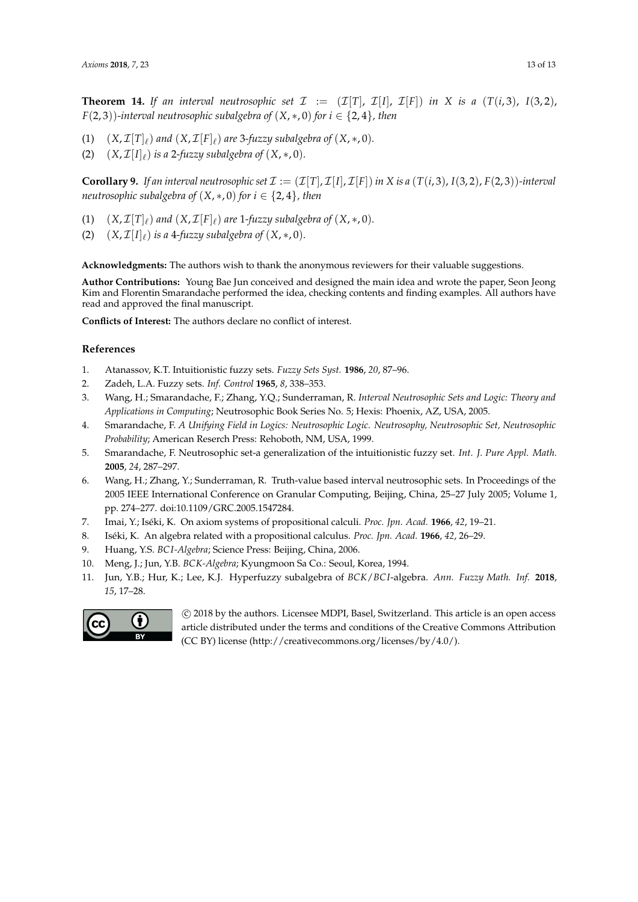**Theorem 14.** *If an interval neutrosophic set $\mathcal{I} := (\mathcal{I}[T], \mathcal{I}[I], \mathcal{I}[F])$ in $X$ is a $(T(i,3), I(3,2), F(2,3))$-interval neutrosophic subalgebra of $(X, *, 0)$ for $i \in \{2,4\}$, then*

(1) $(X, \mathcal{I}[T]_\ell)$ *and* $(X, \mathcal{I}[F]_\ell)$ *are* 3*-fuzzy subalgebra of* $(X, *, 0)$.

(2) $(X, \mathcal{I}[I]_\ell)$ *is a* 2*-fuzzy subalgebra of* $(X, *, 0)$.

**Corollary 9.** *If an interval neutrosophic set $\mathcal{I} := (\mathcal{I}[T], \mathcal{I}[I], \mathcal{I}[F])$ in $X$ is a $(T(i,3), I(3,2), F(2,3))$-interval neutrosophic subalgebra of $(X, *, 0)$ for $i \in \{2,4\}$, then*

(1) $(X, \mathcal{I}[T]_\ell)$ *and* $(X, \mathcal{I}[F]_\ell)$ *are* 1*-fuzzy subalgebra of* $(X, *, 0)$.

(2) $(X, \mathcal{I}[I]_\ell)$ *is a* 4*-fuzzy subalgebra of* $(X, *, 0)$.

**Acknowledgments:** The authors wish to thank the anonymous reviewers for their valuable suggestions.

**Author Contributions:** Young Bae Jun conceived and designed the main idea and wrote the paper, Seon Jeong Kim and Florentin Smarandache performed the idea, checking contents and finding examples. All authors have read and approved the final manuscript.

**Conflicts of Interest:** The authors declare no conflict of interest.

## References

1. Atanassov, K.T. Intuitionistic fuzzy sets. *Fuzzy Sets Syst.* **1986**, *20*, 87–96.
2. Zadeh, L.A. Fuzzy sets. *Inf. Control* **1965**, *8*, 338–353.
3. Wang, H.; Smarandache, F.; Zhang, Y.Q.; Sunderraman, R. *Interval Neutrosophic Sets and Logic: Theory and Applications in Computing*; Neutrosophic Book Series No. 5; Hexis: Phoenix, AZ, USA, 2005.
4. Smarandache, F. *A Unifying Field in Logics: Neutrosophic Logic. Neutrosophy, Neutrosophic Set, Neutrosophic Probability*; American Reserch Press: Rehoboth, NM, USA, 1999.
5. Smarandache, F. Neutrosophic set-a generalization of the intuitionistic fuzzy set. *Int. J. Pure Appl. Math.* **2005**, *24*, 287–297.
6. Wang, H.; Zhang, Y.; Sunderraman, R. Truth-value based interval neutrosophic sets. In Proceedings of the 2005 IEEE International Conference on Granular Computing, Beijing, China, 25–27 July 2005; Volume 1, pp. 274–277. doi:10.1109/GRC.2005.1547284.
7. Imai, Y.; Iséki, K. On axiom systems of propositional calculi. *Proc. Jpn. Acad.* **1966**, *42*, 19–21.
8. Iséki, K. An algebra related with a propositional calculus. *Proc. Jpn. Acad.* **1966**, *42*, 26–29.
9. Huang, Y.S. *BCI-Algebra*; Science Press: Beijing, China, 2006.
10. Meng, J.; Jun, Y.B. *BCK-Algebra*; Kyungmoon Sa Co.: Seoul, Korea, 1994.
11. Jun, Y.B.; Hur, K.; Lee, K.J. Hyperfuzzy subalgebra of *BCK*/*BCI*-algebra. *Ann. Fuzzy Math. Inf.* **2018**, *15*, 17–28.

© 2018 by the authors. Licensee MDPI, Basel, Switzerland. This article is an open access article distributed under the terms and conditions of the Creative Commons Attribution (CC BY) license (http://creativecommons.org/licenses/by/4.0/).